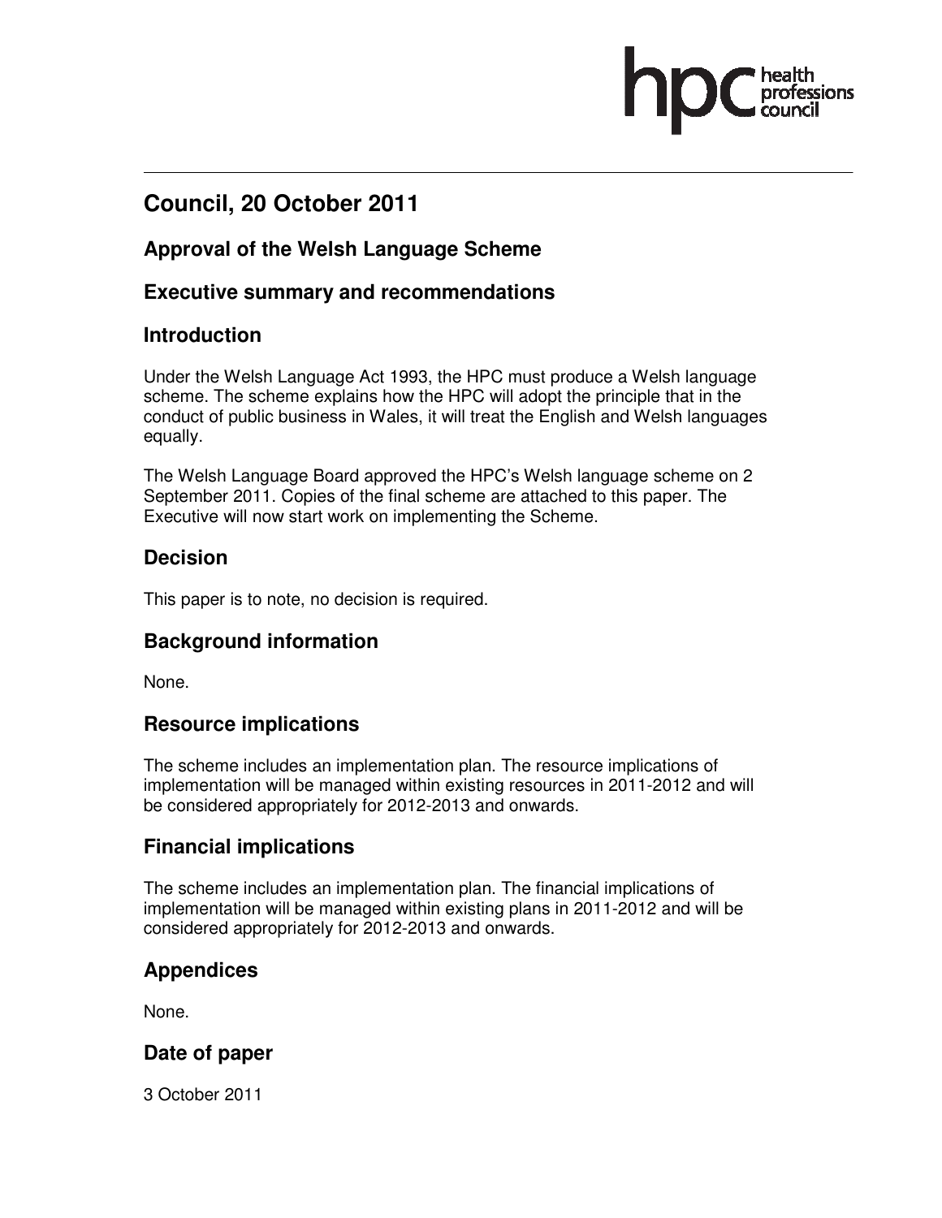# Council, 20 October 2011

## Approval of the Welsh Language Scheme

## Executive summary and recommendations

## Introduction

Under the Welsh Language Act 1993, the HPC must produce a Welsh language scheme. The scheme explains how the HPC will adopt the principle that in the conduct of public business in Wales, it will treat the English and Welsh languages equally.

The Welsh Language Board approved the HPC's Welsh language scheme on 2 September 2011. Copies of the final scheme are attached to this paper. The Executive will now start work on implementing the Scheme.

## Decision

This paper is to note, no decision is required.

## Background information

None.

## Resource implications

The scheme includes an implementation plan. The resource implications of implementation will be managed within existing resources in 2011-2012 and will be considered appropriately for 2012-2013 and onwards.

## Financial implications

The scheme includes an implementation plan. The financial implications of implementation will be managed within existing plans in 2011-2012 and will be considered appropriately for 2012-2013 and onwards.

## Appendices

None.

## Date of paper

3 October 2011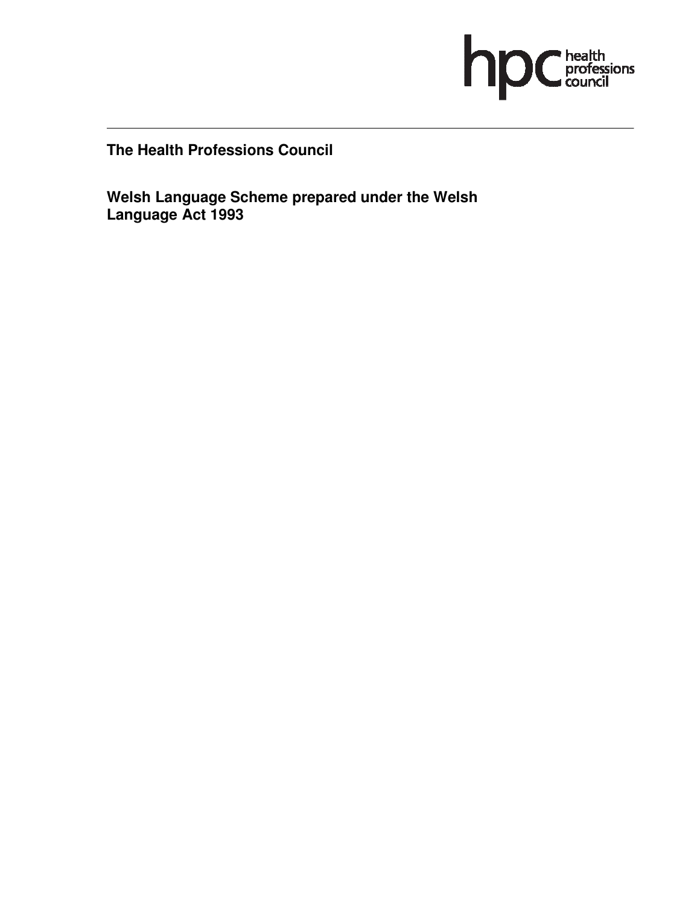**The Health Professions Council**

**Welsh Language Scheme prepared under the Welsh Language Act 1993**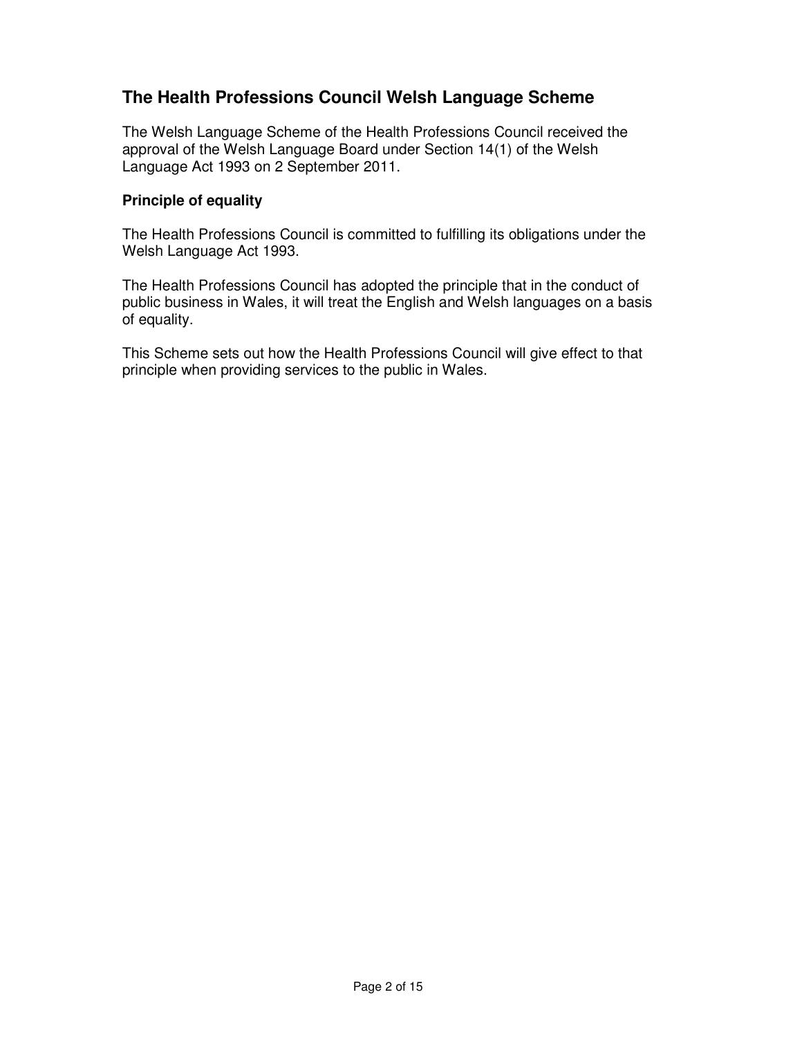## The Health Professions Council Welsh Language Scheme

The Welsh Language Scheme of the Health Professions Council received the approval of the Welsh Language Board under Section 14(1) of the Welsh Language Act 1993 on 2 September 2011.

### Principle of equality

The Health Professions Council is committed to fulfilling its obligations under the Welsh Language Act 1993.

The Health Professions Council has adopted the principle that in the conduct of public business in Wales, it will treat the English and Welsh languages on a basis of equality.

This Scheme sets out how the Health Professions Council will give effect to that principle when providing services to the public in Wales.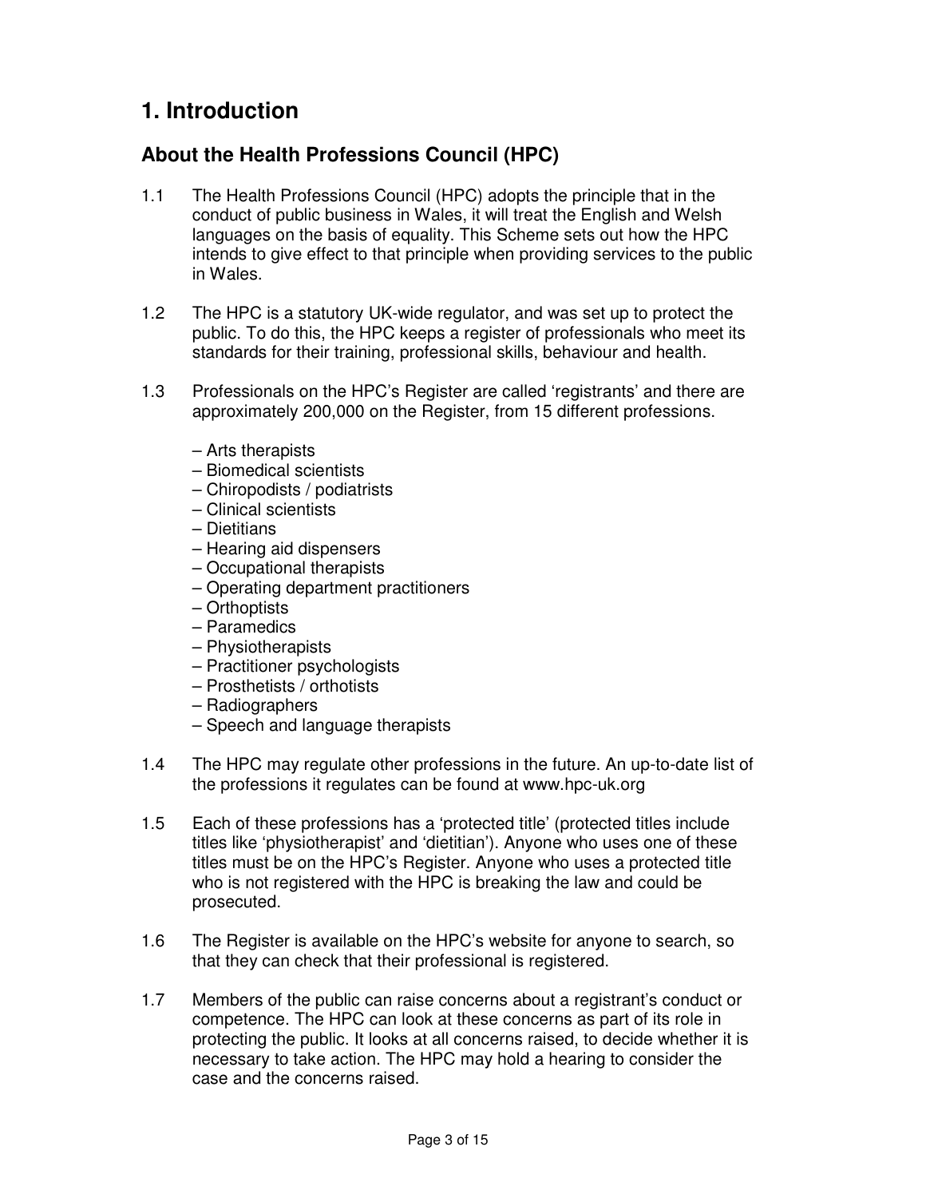# 1. Introduction

## About the Health Professions Council (HPC)

1.1 The Health Professions Council (HPC) adopts the principle that in the conduct of public business in Wales, it will treat the English and Welsh languages on the basis of equality. This Scheme sets out how the HPC intends to give effect to that principle when providing services to the public in Wales.

1.2 The HPC is a statutory UK-wide regulator, and was set up to protect the public. To do this, the HPC keeps a register of professionals who meet its standards for their training, professional skills, behaviour and health.

1.3 Professionals on the HPC's Register are called 'registrants' and there are approximately 200,000 on the Register, from 15 different professions.

– Arts therapists
– Biomedical scientists
– Chiropodists / podiatrists
– Clinical scientists
– Dietitians
– Hearing aid dispensers
– Occupational therapists
– Operating department practitioners
– Orthoptists
– Paramedics
– Physiotherapists
– Practitioner psychologists
– Prosthetists / orthotists
– Radiographers
– Speech and language therapists

1.4 The HPC may regulate other professions in the future. An up-to-date list of the professions it regulates can be found at www.hpc-uk.org

1.5 Each of these professions has a 'protected title' (protected titles include titles like 'physiotherapist' and 'dietitian'). Anyone who uses one of these titles must be on the HPC's Register. Anyone who uses a protected title who is not registered with the HPC is breaking the law and could be prosecuted.

1.6 The Register is available on the HPC's website for anyone to search, so that they can check that their professional is registered.

1.7 Members of the public can raise concerns about a registrant's conduct or competence. The HPC can look at these concerns as part of its role in protecting the public. It looks at all concerns raised, to decide whether it is necessary to take action. The HPC may hold a hearing to consider the case and the concerns raised.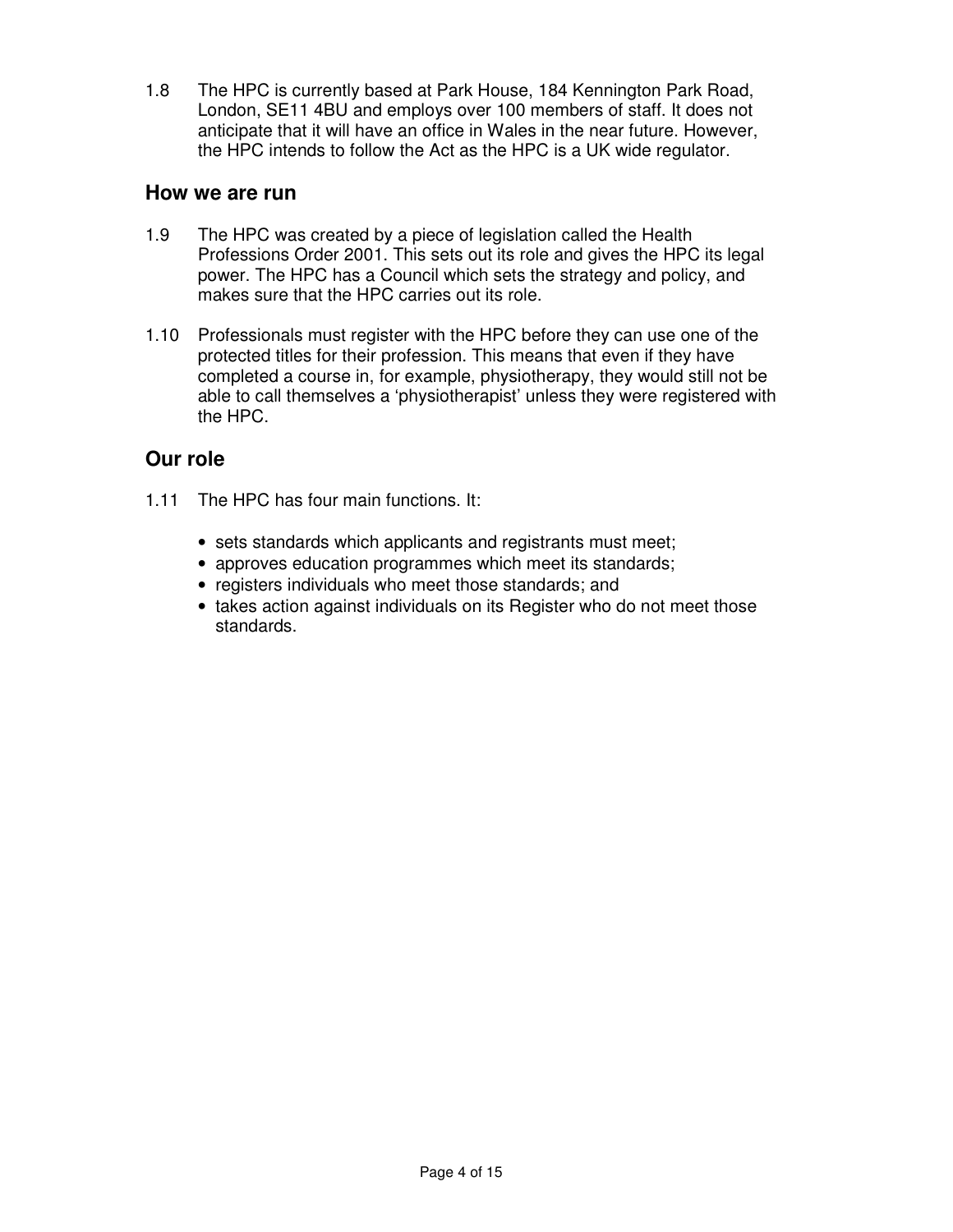1.8 The HPC is currently based at Park House, 184 Kennington Park Road, London, SE11 4BU and employs over 100 members of staff. It does not anticipate that it will have an office in Wales in the near future. However, the HPC intends to follow the Act as the HPC is a UK wide regulator.

## How we are run

1.9 The HPC was created by a piece of legislation called the Health Professions Order 2001. This sets out its role and gives the HPC its legal power. The HPC has a Council which sets the strategy and policy, and makes sure that the HPC carries out its role.

1.10 Professionals must register with the HPC before they can use one of the protected titles for their profession. This means that even if they have completed a course in, for example, physiotherapy, they would still not be able to call themselves a 'physiotherapist' unless they were registered with the HPC.

## Our role

1.11 The HPC has four main functions. It:

- sets standards which applicants and registrants must meet;
- approves education programmes which meet its standards;
- registers individuals who meet those standards; and
- takes action against individuals on its Register who do not meet those standards.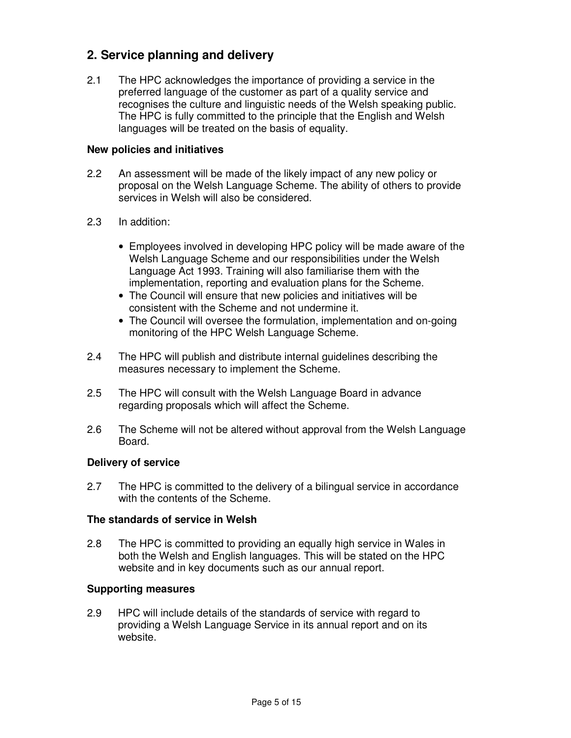## 2. Service planning and delivery

2.1 The HPC acknowledges the importance of providing a service in the preferred language of the customer as part of a quality service and recognises the culture and linguistic needs of the Welsh speaking public. The HPC is fully committed to the principle that the English and Welsh languages will be treated on the basis of equality.

### New policies and initiatives

2.2 An assessment will be made of the likely impact of any new policy or proposal on the Welsh Language Scheme. The ability of others to provide services in Welsh will also be considered.

2.3 In addition:

- Employees involved in developing HPC policy will be made aware of the Welsh Language Scheme and our responsibilities under the Welsh Language Act 1993. Training will also familiarise them with the implementation, reporting and evaluation plans for the Scheme.
- The Council will ensure that new policies and initiatives will be consistent with the Scheme and not undermine it.
- The Council will oversee the formulation, implementation and on-going monitoring of the HPC Welsh Language Scheme.

2.4 The HPC will publish and distribute internal guidelines describing the measures necessary to implement the Scheme.

2.5 The HPC will consult with the Welsh Language Board in advance regarding proposals which will affect the Scheme.

2.6 The Scheme will not be altered without approval from the Welsh Language Board.

### Delivery of service

2.7 The HPC is committed to the delivery of a bilingual service in accordance with the contents of the Scheme.

### The standards of service in Welsh

2.8 The HPC is committed to providing an equally high service in Wales in both the Welsh and English languages. This will be stated on the HPC website and in key documents such as our annual report.

### Supporting measures

2.9 HPC will include details of the standards of service with regard to providing a Welsh Language Service in its annual report and on its website.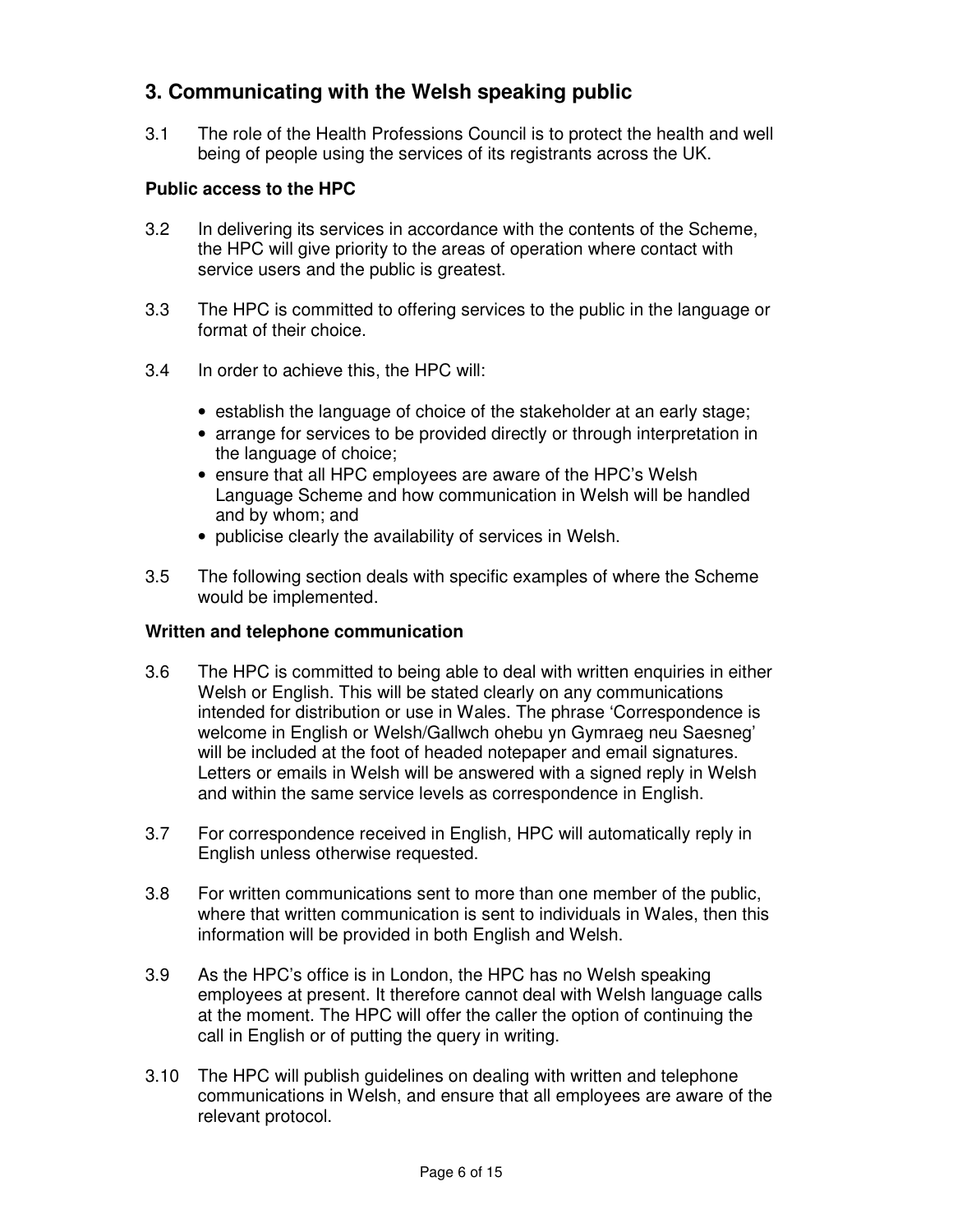## 3. Communicating with the Welsh speaking public

3.1 The role of the Health Professions Council is to protect the health and well being of people using the services of its registrants across the UK.

### Public access to the HPC

3.2 In delivering its services in accordance with the contents of the Scheme, the HPC will give priority to the areas of operation where contact with service users and the public is greatest.

3.3 The HPC is committed to offering services to the public in the language or format of their choice.

3.4 In order to achieve this, the HPC will:

- establish the language of choice of the stakeholder at an early stage;
- arrange for services to be provided directly or through interpretation in the language of choice;
- ensure that all HPC employees are aware of the HPC's Welsh Language Scheme and how communication in Welsh will be handled and by whom; and
- publicise clearly the availability of services in Welsh.

3.5 The following section deals with specific examples of where the Scheme would be implemented.

### Written and telephone communication

3.6 The HPC is committed to being able to deal with written enquiries in either Welsh or English. This will be stated clearly on any communications intended for distribution or use in Wales. The phrase 'Correspondence is welcome in English or Welsh/Gallwch ohebu yn Gymraeg neu Saesneg' will be included at the foot of headed notepaper and email signatures. Letters or emails in Welsh will be answered with a signed reply in Welsh and within the same service levels as correspondence in English.

3.7 For correspondence received in English, HPC will automatically reply in English unless otherwise requested.

3.8 For written communications sent to more than one member of the public, where that written communication is sent to individuals in Wales, then this information will be provided in both English and Welsh.

3.9 As the HPC's office is in London, the HPC has no Welsh speaking employees at present. It therefore cannot deal with Welsh language calls at the moment. The HPC will offer the caller the option of continuing the call in English or of putting the query in writing.

3.10 The HPC will publish guidelines on dealing with written and telephone communications in Welsh, and ensure that all employees are aware of the relevant protocol.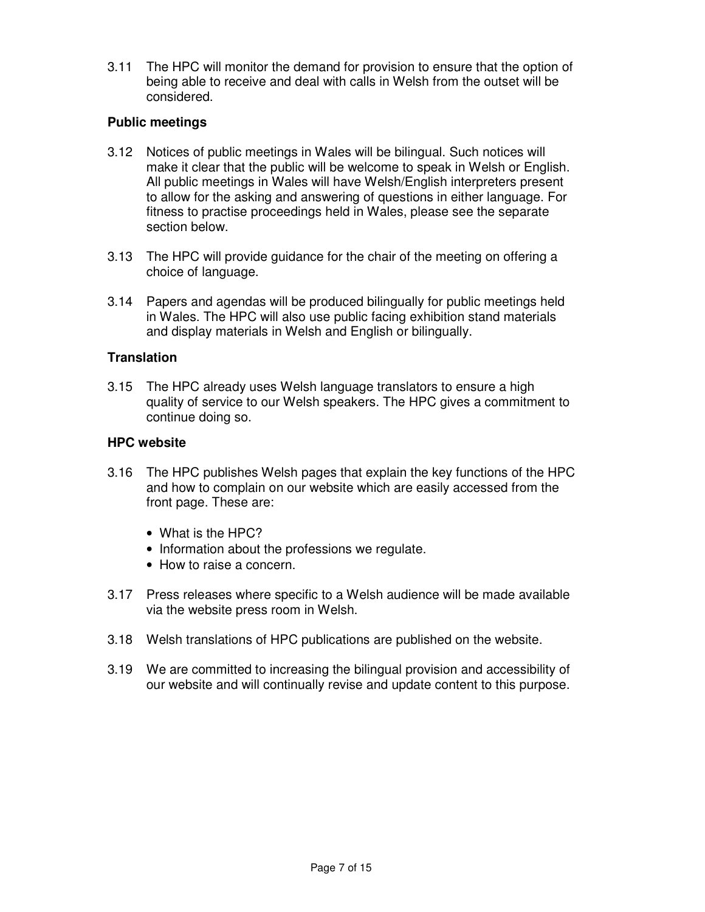3.11 The HPC will monitor the demand for provision to ensure that the option of being able to receive and deal with calls in Welsh from the outset will be considered.

**Public meetings**

3.12 Notices of public meetings in Wales will be bilingual. Such notices will make it clear that the public will be welcome to speak in Welsh or English. All public meetings in Wales will have Welsh/English interpreters present to allow for the asking and answering of questions in either language. For fitness to practise proceedings held in Wales, please see the separate section below.

3.13 The HPC will provide guidance for the chair of the meeting on offering a choice of language.

3.14 Papers and agendas will be produced bilingually for public meetings held in Wales. The HPC will also use public facing exhibition stand materials and display materials in Welsh and English or bilingually.

**Translation**

3.15 The HPC already uses Welsh language translators to ensure a high quality of service to our Welsh speakers. The HPC gives a commitment to continue doing so.

**HPC website**

3.16 The HPC publishes Welsh pages that explain the key functions of the HPC and how to complain on our website which are easily accessed from the front page. These are:

- What is the HPC?
- Information about the professions we regulate.
- How to raise a concern.

3.17 Press releases where specific to a Welsh audience will be made available via the website press room in Welsh.

3.18 Welsh translations of HPC publications are published on the website.

3.19 We are committed to increasing the bilingual provision and accessibility of our website and will continually revise and update content to this purpose.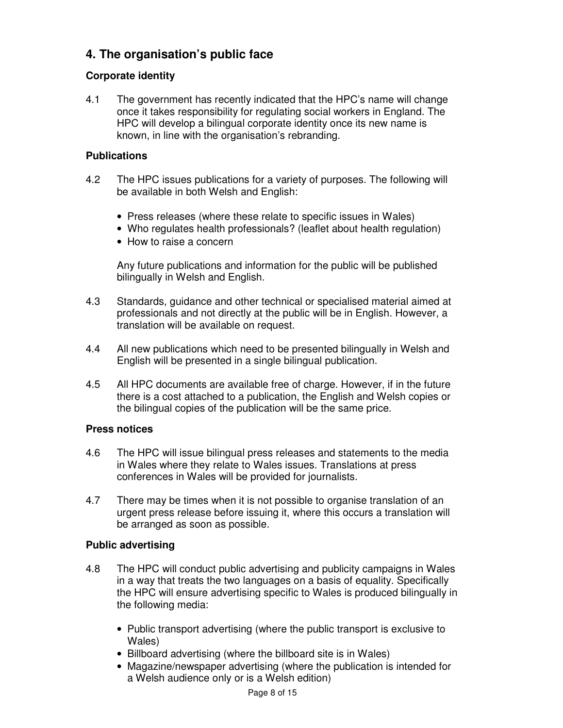## 4. The organisation's public face

### Corporate identity

4.1 The government has recently indicated that the HPC's name will change once it takes responsibility for regulating social workers in England. The HPC will develop a bilingual corporate identity once its new name is known, in line with the organisation's rebranding.

### Publications

4.2 The HPC issues publications for a variety of purposes. The following will be available in both Welsh and English:

- Press releases (where these relate to specific issues in Wales)
- Who regulates health professionals? (leaflet about health regulation)
- How to raise a concern

Any future publications and information for the public will be published bilingually in Welsh and English.

4.3 Standards, guidance and other technical or specialised material aimed at professionals and not directly at the public will be in English. However, a translation will be available on request.

4.4 All new publications which need to be presented bilingually in Welsh and English will be presented in a single bilingual publication.

4.5 All HPC documents are available free of charge. However, if in the future there is a cost attached to a publication, the English and Welsh copies or the bilingual copies of the publication will be the same price.

### Press notices

4.6 The HPC will issue bilingual press releases and statements to the media in Wales where they relate to Wales issues. Translations at press conferences in Wales will be provided for journalists.

4.7 There may be times when it is not possible to organise translation of an urgent press release before issuing it, where this occurs a translation will be arranged as soon as possible.

### Public advertising

4.8 The HPC will conduct public advertising and publicity campaigns in Wales in a way that treats the two languages on a basis of equality. Specifically the HPC will ensure advertising specific to Wales is produced bilingually in the following media:

- Public transport advertising (where the public transport is exclusive to Wales)
- Billboard advertising (where the billboard site is in Wales)
- Magazine/newspaper advertising (where the publication is intended for a Welsh audience only or is a Welsh edition)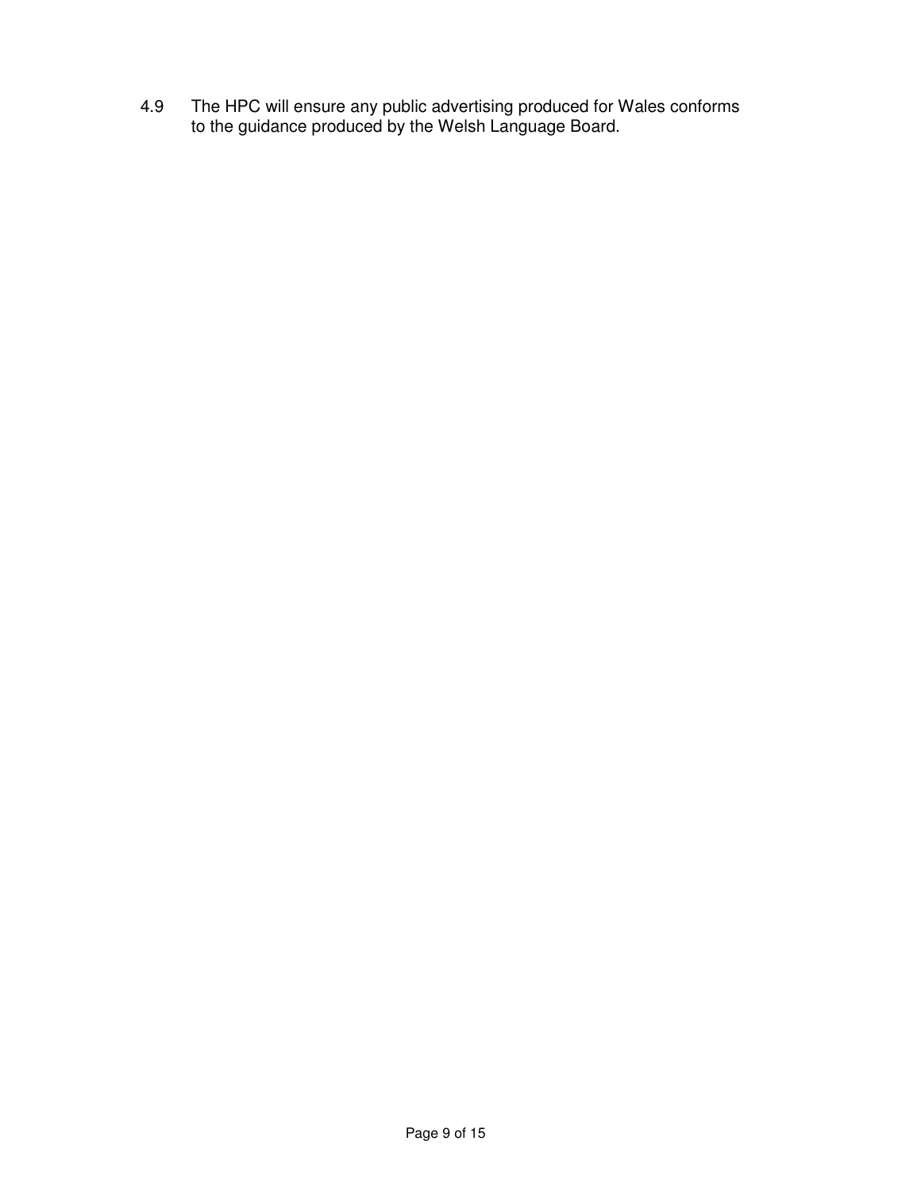4.9 The HPC will ensure any public advertising produced for Wales conforms to the guidance produced by the Welsh Language Board.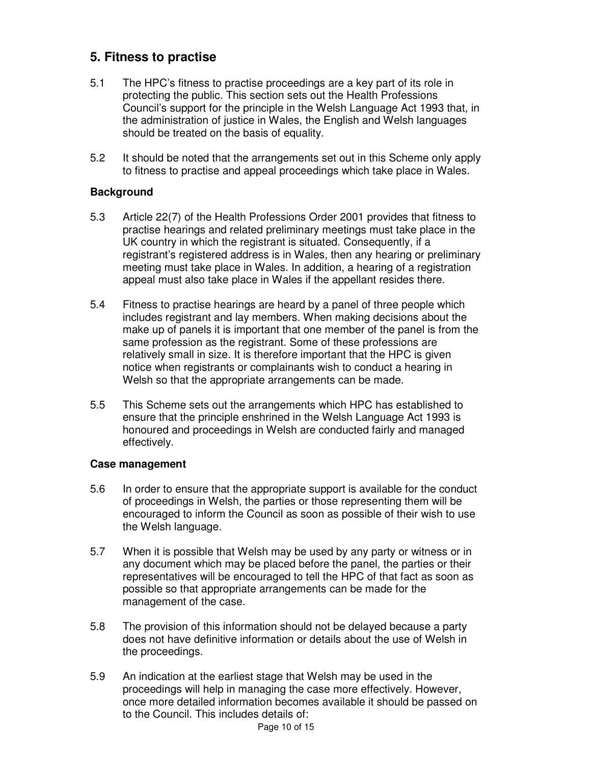## 5. Fitness to practise

5.1 The HPC's fitness to practise proceedings are a key part of its role in protecting the public. This section sets out the Health Professions Council's support for the principle in the Welsh Language Act 1993 that, in the administration of justice in Wales, the English and Welsh languages should be treated on the basis of equality.

5.2 It should be noted that the arrangements set out in this Scheme only apply to fitness to practise and appeal proceedings which take place in Wales.

### Background

5.3 Article 22(7) of the Health Professions Order 2001 provides that fitness to practise hearings and related preliminary meetings must take place in the UK country in which the registrant is situated. Consequently, if a registrant's registered address is in Wales, then any hearing or preliminary meeting must take place in Wales. In addition, a hearing of a registration appeal must also take place in Wales if the appellant resides there.

5.4 Fitness to practise hearings are heard by a panel of three people which includes registrant and lay members. When making decisions about the make up of panels it is important that one member of the panel is from the same profession as the registrant. Some of these professions are relatively small in size. It is therefore important that the HPC is given notice when registrants or complainants wish to conduct a hearing in Welsh so that the appropriate arrangements can be made.

5.5 This Scheme sets out the arrangements which HPC has established to ensure that the principle enshrined in the Welsh Language Act 1993 is honoured and proceedings in Welsh are conducted fairly and managed effectively.

### Case management

5.6 In order to ensure that the appropriate support is available for the conduct of proceedings in Welsh, the parties or those representing them will be encouraged to inform the Council as soon as possible of their wish to use the Welsh language.

5.7 When it is possible that Welsh may be used by any party or witness or in any document which may be placed before the panel, the parties or their representatives will be encouraged to tell the HPC of that fact as soon as possible so that appropriate arrangements can be made for the management of the case.

5.8 The provision of this information should not be delayed because a party does not have definitive information or details about the use of Welsh in the proceedings.

5.9 An indication at the earliest stage that Welsh may be used in the proceedings will help in managing the case more effectively. However, once more detailed information becomes available it should be passed on to the Council. This includes details of: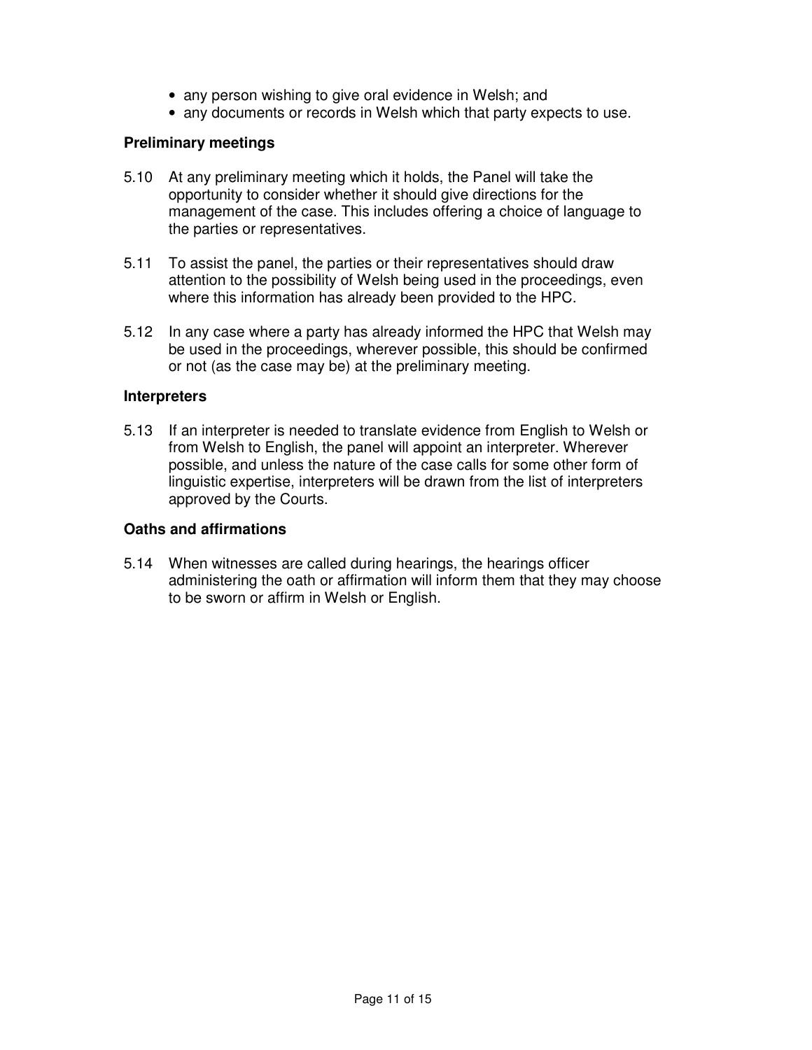- any person wishing to give oral evidence in Welsh; and
- any documents or records in Welsh which that party expects to use.

### Preliminary meetings

5.10 At any preliminary meeting which it holds, the Panel will take the opportunity to consider whether it should give directions for the management of the case. This includes offering a choice of language to the parties or representatives.

5.11 To assist the panel, the parties or their representatives should draw attention to the possibility of Welsh being used in the proceedings, even where this information has already been provided to the HPC.

5.12 In any case where a party has already informed the HPC that Welsh may be used in the proceedings, wherever possible, this should be confirmed or not (as the case may be) at the preliminary meeting.

### Interpreters

5.13 If an interpreter is needed to translate evidence from English to Welsh or from Welsh to English, the panel will appoint an interpreter. Wherever possible, and unless the nature of the case calls for some other form of linguistic expertise, interpreters will be drawn from the list of interpreters approved by the Courts.

### Oaths and affirmations

5.14 When witnesses are called during hearings, the hearings officer administering the oath or affirmation will inform them that they may choose to be sworn or affirm in Welsh or English.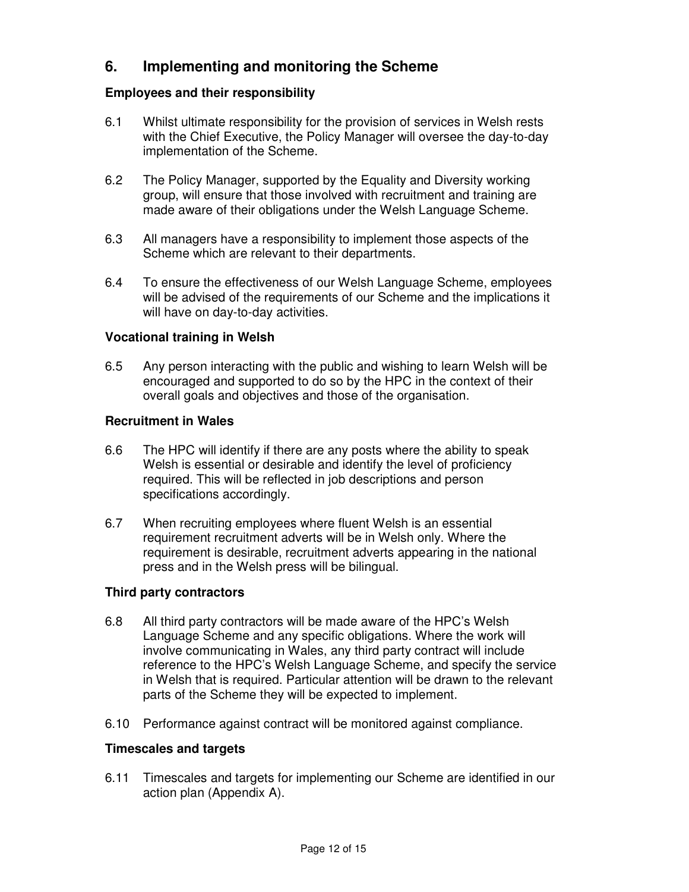## 6. Implementing and monitoring the Scheme

### Employees and their responsibility

6.1 Whilst ultimate responsibility for the provision of services in Welsh rests with the Chief Executive, the Policy Manager will oversee the day-to-day implementation of the Scheme.

6.2 The Policy Manager, supported by the Equality and Diversity working group, will ensure that those involved with recruitment and training are made aware of their obligations under the Welsh Language Scheme.

6.3 All managers have a responsibility to implement those aspects of the Scheme which are relevant to their departments.

6.4 To ensure the effectiveness of our Welsh Language Scheme, employees will be advised of the requirements of our Scheme and the implications it will have on day-to-day activities.

### Vocational training in Welsh

6.5 Any person interacting with the public and wishing to learn Welsh will be encouraged and supported to do so by the HPC in the context of their overall goals and objectives and those of the organisation.

### Recruitment in Wales

6.6 The HPC will identify if there are any posts where the ability to speak Welsh is essential or desirable and identify the level of proficiency required. This will be reflected in job descriptions and person specifications accordingly.

6.7 When recruiting employees where fluent Welsh is an essential requirement recruitment adverts will be in Welsh only. Where the requirement is desirable, recruitment adverts appearing in the national press and in the Welsh press will be bilingual.

### Third party contractors

6.8 All third party contractors will be made aware of the HPC's Welsh Language Scheme and any specific obligations. Where the work will involve communicating in Wales, any third party contract will include reference to the HPC's Welsh Language Scheme, and specify the service in Welsh that is required. Particular attention will be drawn to the relevant parts of the Scheme they will be expected to implement.

6.10 Performance against contract will be monitored against compliance.

### Timescales and targets

6.11 Timescales and targets for implementing our Scheme are identified in our action plan (Appendix A).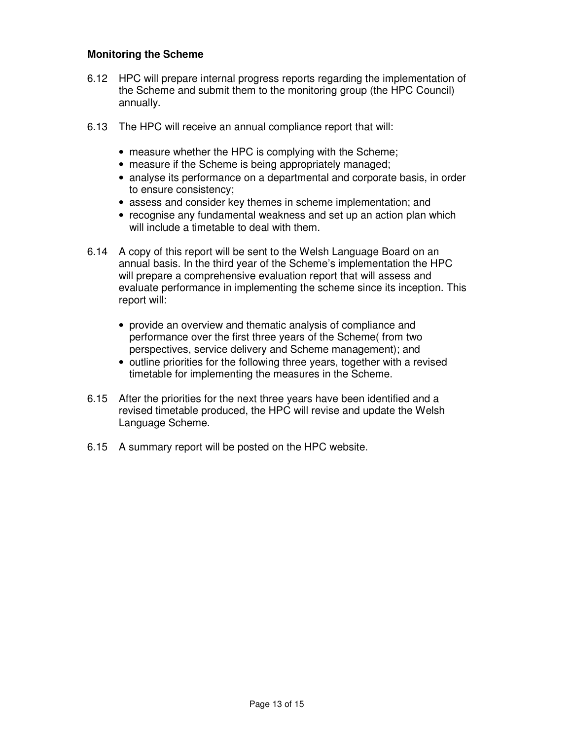**Monitoring the Scheme**

6.12 HPC will prepare internal progress reports regarding the implementation of the Scheme and submit them to the monitoring group (the HPC Council) annually.

6.13 The HPC will receive an annual compliance report that will:

- measure whether the HPC is complying with the Scheme;
- measure if the Scheme is being appropriately managed;
- analyse its performance on a departmental and corporate basis, in order to ensure consistency;
- assess and consider key themes in scheme implementation; and
- recognise any fundamental weakness and set up an action plan which will include a timetable to deal with them.

6.14 A copy of this report will be sent to the Welsh Language Board on an annual basis. In the third year of the Scheme's implementation the HPC will prepare a comprehensive evaluation report that will assess and evaluate performance in implementing the scheme since its inception. This report will:

- provide an overview and thematic analysis of compliance and performance over the first three years of the Scheme( from two perspectives, service delivery and Scheme management); and
- outline priorities for the following three years, together with a revised timetable for implementing the measures in the Scheme.

6.15 After the priorities for the next three years have been identified and a revised timetable produced, the HPC will revise and update the Welsh Language Scheme.

6.15 A summary report will be posted on the HPC website.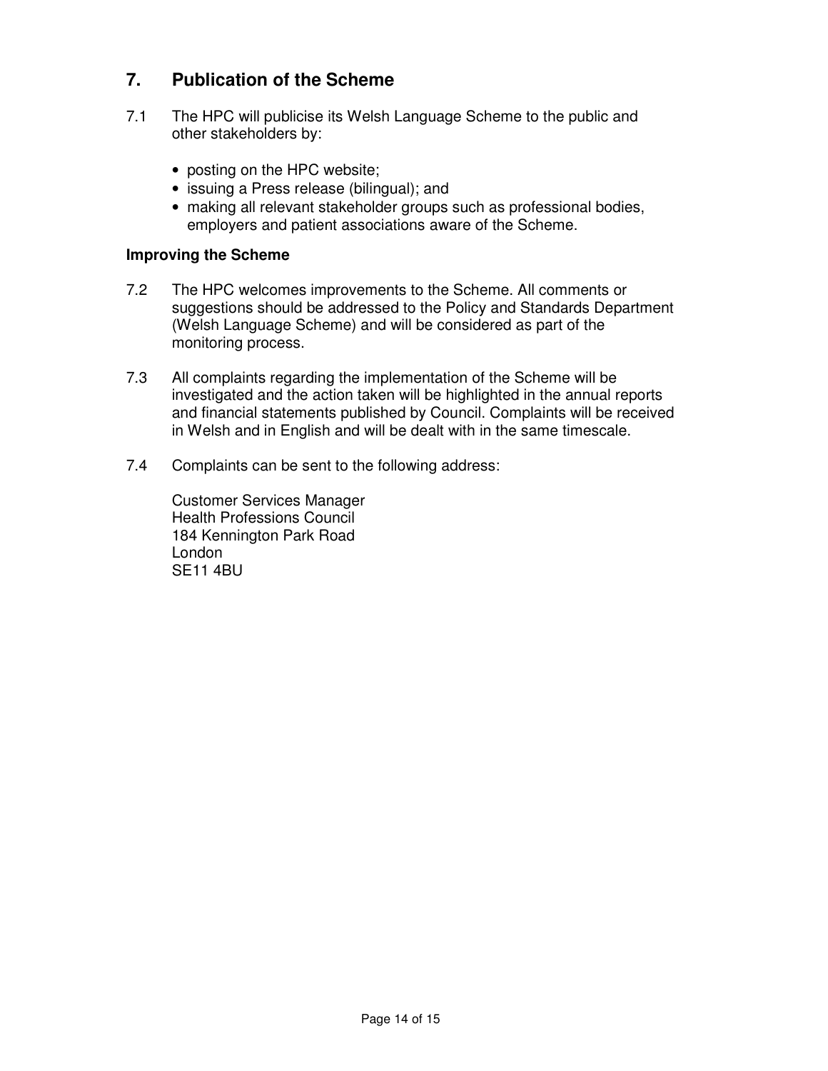## 7. Publication of the Scheme

7.1 The HPC will publicise its Welsh Language Scheme to the public and other stakeholders by:

- posting on the HPC website;
- issuing a Press release (bilingual); and
- making all relevant stakeholder groups such as professional bodies, employers and patient associations aware of the Scheme.

### Improving the Scheme

7.2 The HPC welcomes improvements to the Scheme. All comments or suggestions should be addressed to the Policy and Standards Department (Welsh Language Scheme) and will be considered as part of the monitoring process.

7.3 All complaints regarding the implementation of the Scheme will be investigated and the action taken will be highlighted in the annual reports and financial statements published by Council. Complaints will be received in Welsh and in English and will be dealt with in the same timescale.

7.4 Complaints can be sent to the following address:

Customer Services Manager
Health Professions Council
184 Kennington Park Road
London
SE11 4BU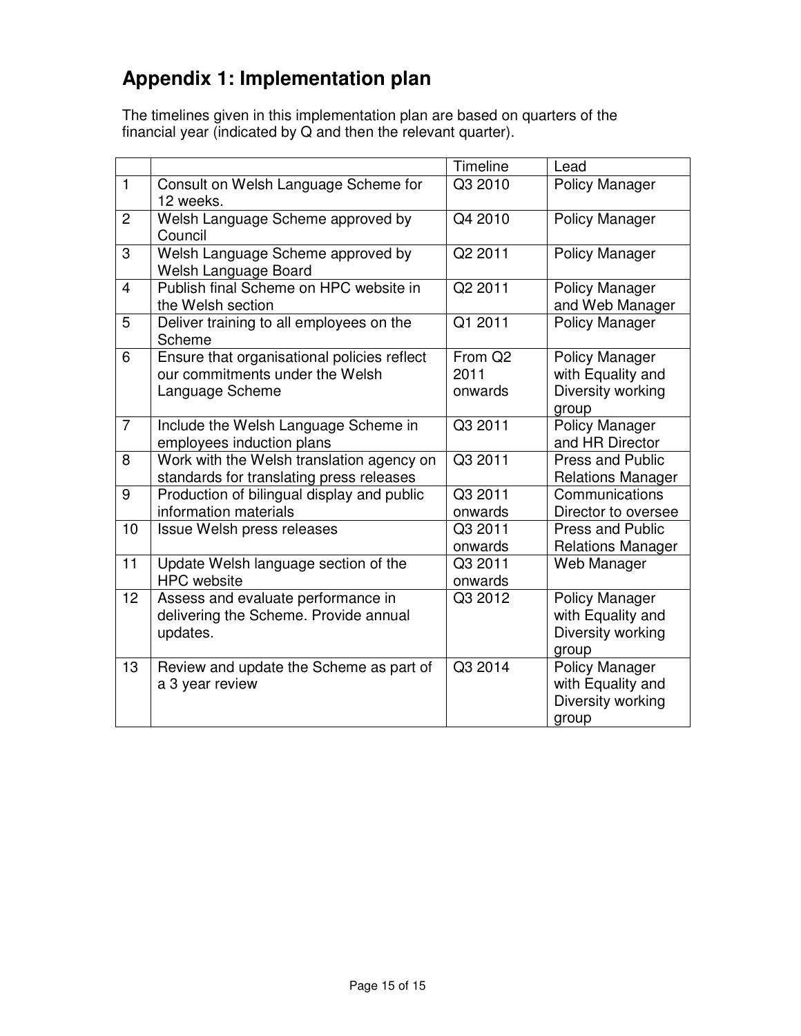## Appendix 1: Implementation plan

The timelines given in this implementation plan are based on quarters of the financial year (indicated by Q and then the relevant quarter).

| | | Timeline | Lead |
|---|---|---|---|
| 1 | Consult on Welsh Language Scheme for 12 weeks. | Q3 2010 | Policy Manager |
| 2 | Welsh Language Scheme approved by Council | Q4 2010 | Policy Manager |
| 3 | Welsh Language Scheme approved by Welsh Language Board | Q2 2011 | Policy Manager |
| 4 | Publish final Scheme on HPC website in the Welsh section | Q2 2011 | Policy Manager and Web Manager |
| 5 | Deliver training to all employees on the Scheme | Q1 2011 | Policy Manager |
| 6 | Ensure that organisational policies reflect our commitments under the Welsh Language Scheme | From Q2 2011 onwards | Policy Manager with Equality and Diversity working group |
| 7 | Include the Welsh Language Scheme in employees induction plans | Q3 2011 | Policy Manager and HR Director |
| 8 | Work with the Welsh translation agency on standards for translating press releases | Q3 2011 | Press and Public Relations Manager |
| 9 | Production of bilingual display and public information materials | Q3 2011 onwards | Communications Director to oversee |
| 10 | Issue Welsh press releases | Q3 2011 onwards | Press and Public Relations Manager |
| 11 | Update Welsh language section of the HPC website | Q3 2011 onwards | Web Manager |
| 12 | Assess and evaluate performance in delivering the Scheme. Provide annual updates. | Q3 2012 | Policy Manager with Equality and Diversity working group |
| 13 | Review and update the Scheme as part of a 3 year review | Q3 2014 | Policy Manager with Equality and Diversity working group |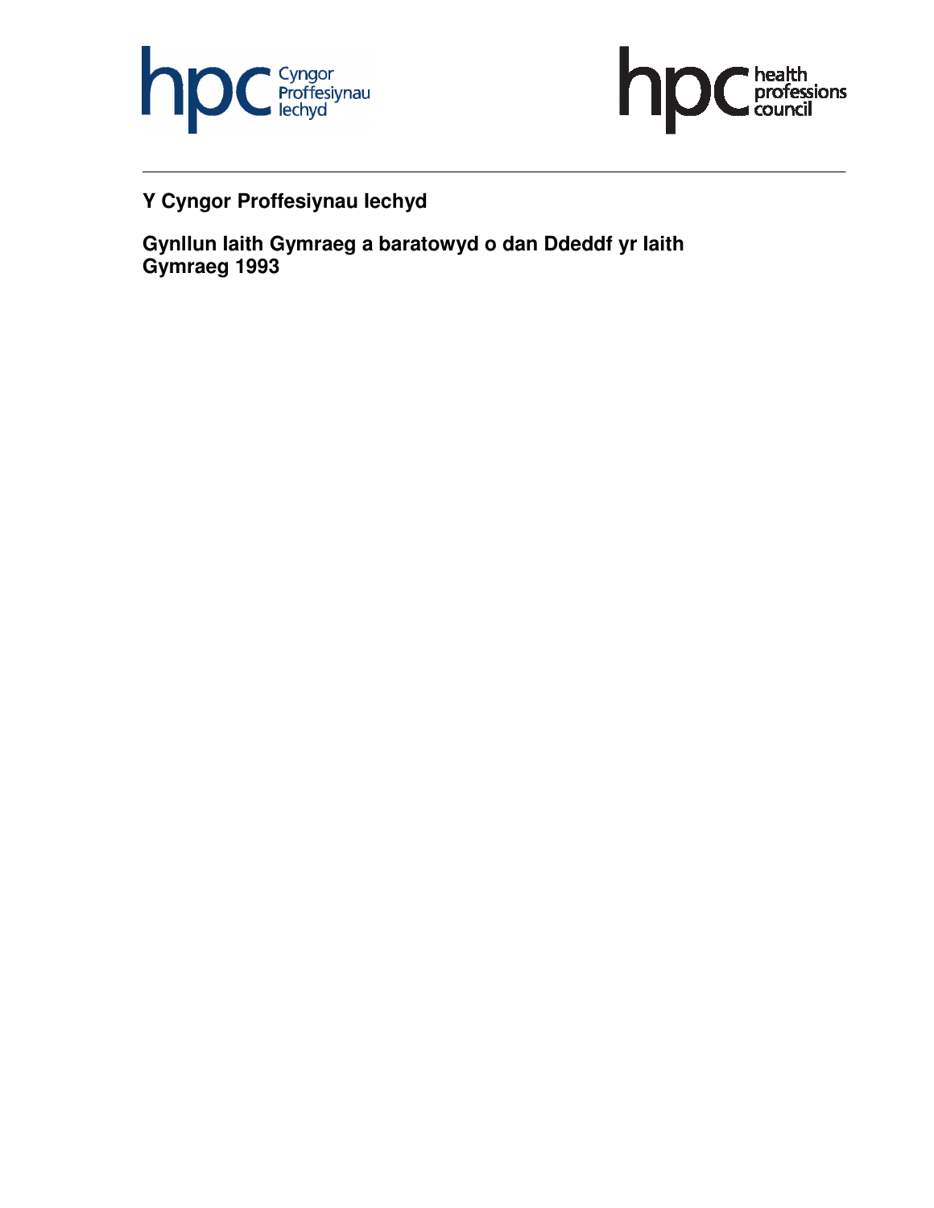**Y Cyngor Proffesiynau Iechyd**

**Gynllun Iaith Gymraeg a baratowyd o dan Ddeddf yr Iaith Gymraeg 1993**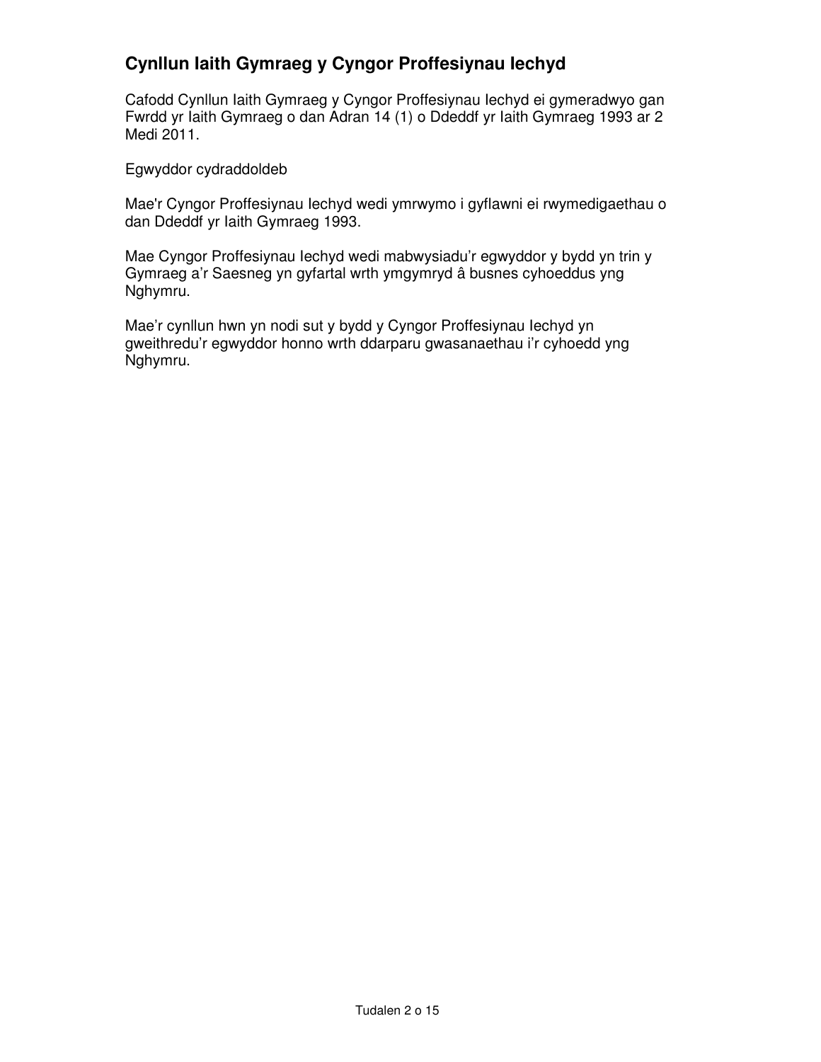## Cynllun Iaith Gymraeg y Cyngor Proffesiynau Iechyd

Cafodd Cynllun Iaith Gymraeg y Cyngor Proffesiynau Iechyd ei gymeradwyo gan Fwrdd yr Iaith Gymraeg o dan Adran 14 (1) o Ddeddf yr Iaith Gymraeg 1993 ar 2 Medi 2011.

Egwyddor cydraddoldeb

Mae'r Cyngor Proffesiynau Iechyd wedi ymrwymo i gyflawni ei rwymedigaethau o dan Ddeddf yr Iaith Gymraeg 1993.

Mae Cyngor Proffesiynau Iechyd wedi mabwysiadu'r egwyddor y bydd yn trin y Gymraeg a'r Saesneg yn gyfartal wrth ymgymryd â busnes cyhoeddus yng Nghymru.

Mae'r cynllun hwn yn nodi sut y bydd y Cyngor Proffesiynau Iechyd yn gweithredu'r egwyddor honno wrth ddarparu gwasanaethau i'r cyhoedd yng Nghymru.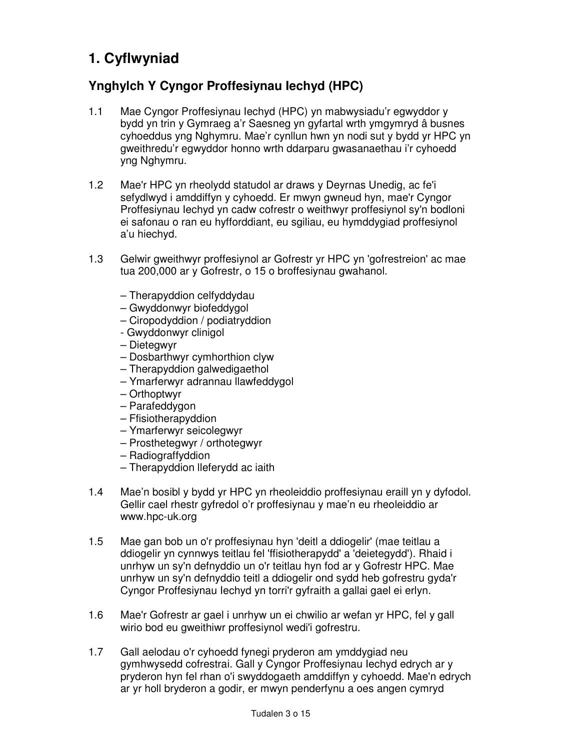# 1. Cyflwyniad

## Ynghylch Y Cyngor Proffesiynau Iechyd (HPC)

1.1 Mae Cyngor Proffesiynau Iechyd (HPC) yn mabwysiadu'r egwyddor y bydd yn trin y Gymraeg a'r Saesneg yn gyfartal wrth ymgymryd â busnes cyhoeddus yng Nghymru. Mae'r cynllun hwn yn nodi sut y bydd yr HPC yn gweithredu'r egwyddor honno wrth ddarparu gwasanaethau i'r cyhoedd yng Nghymru.

1.2 Mae'r HPC yn rheolydd statudol ar draws y Deyrnas Unedig, ac fe'i sefydlwyd i amddiffyn y cyhoedd. Er mwyn gwneud hyn, mae'r Cyngor Proffesiynau Iechyd yn cadw cofrestr o weithwyr proffesiynol sy'n bodloni ei safonau o ran eu hyfforddiant, eu sgiliau, eu hymddygiad proffesiynol a'u hiechyd.

1.3 Gelwir gweithwyr proffesiynol ar Gofrestr yr HPC yn 'gofrestreion' ac mae tua 200,000 ar y Gofrestr, o 15 o broffesiynau gwahanol.

- Therapyddion celfyddydau
- Gwyddonwyr biofeddygol
- Ciropodyddion / podiatryddion
- Gwyddonwyr clinigol
- Dietegwyr
- Dosbarthwyr cymhorthion clyw
- Therapyddion galwedigaethol
- Ymarferwyr adrannau llawfeddygol
- Orthoptwyr
- Parafeddygon
- Ffisiotherapyddion
- Ymarferwyr seicolegwyr
- Prosthetegwyr / orthotegwyr
- Radiograffyddion
- Therapyddion lleferydd ac iaith

1.4 Mae'n bosibl y bydd yr HPC yn rheoleiddio proffesiynau eraill yn y dyfodol. Gellir cael rhestr gyfredol o'r proffesiynau y mae'n eu rheoleiddio ar www.hpc-uk.org

1.5 Mae gan bob un o'r proffesiynau hyn 'deitl a ddiogelir' (mae teitlau a ddiogelir yn cynnwys teitlau fel 'ffisiotherapydd' a 'deietegydd'). Rhaid i unrhyw un sy'n defnyddio un o'r teitlau hyn fod ar y Gofrestr HPC. Mae unrhyw un sy'n defnyddio teitl a ddiogelir ond sydd heb gofrestru gyda'r Cyngor Proffesiynau Iechyd yn torri'r gyfraith a gallai gael ei erlyn.

1.6 Mae'r Gofrestr ar gael i unrhyw un ei chwilio ar wefan yr HPC, fel y gall wirio bod eu gweithiwr proffesiynol wedi'i gofrestru.

1.7 Gall aelodau o'r cyhoedd fynegi pryderon am ymddygiad neu gymhwysedd cofrestrai. Gall y Cyngor Proffesiynau Iechyd edrych ar y pryderon hyn fel rhan o'i swyddogaeth amddiffyn y cyhoedd. Mae'n edrych ar yr holl bryderon a godir, er mwyn penderfynu a oes angen cymryd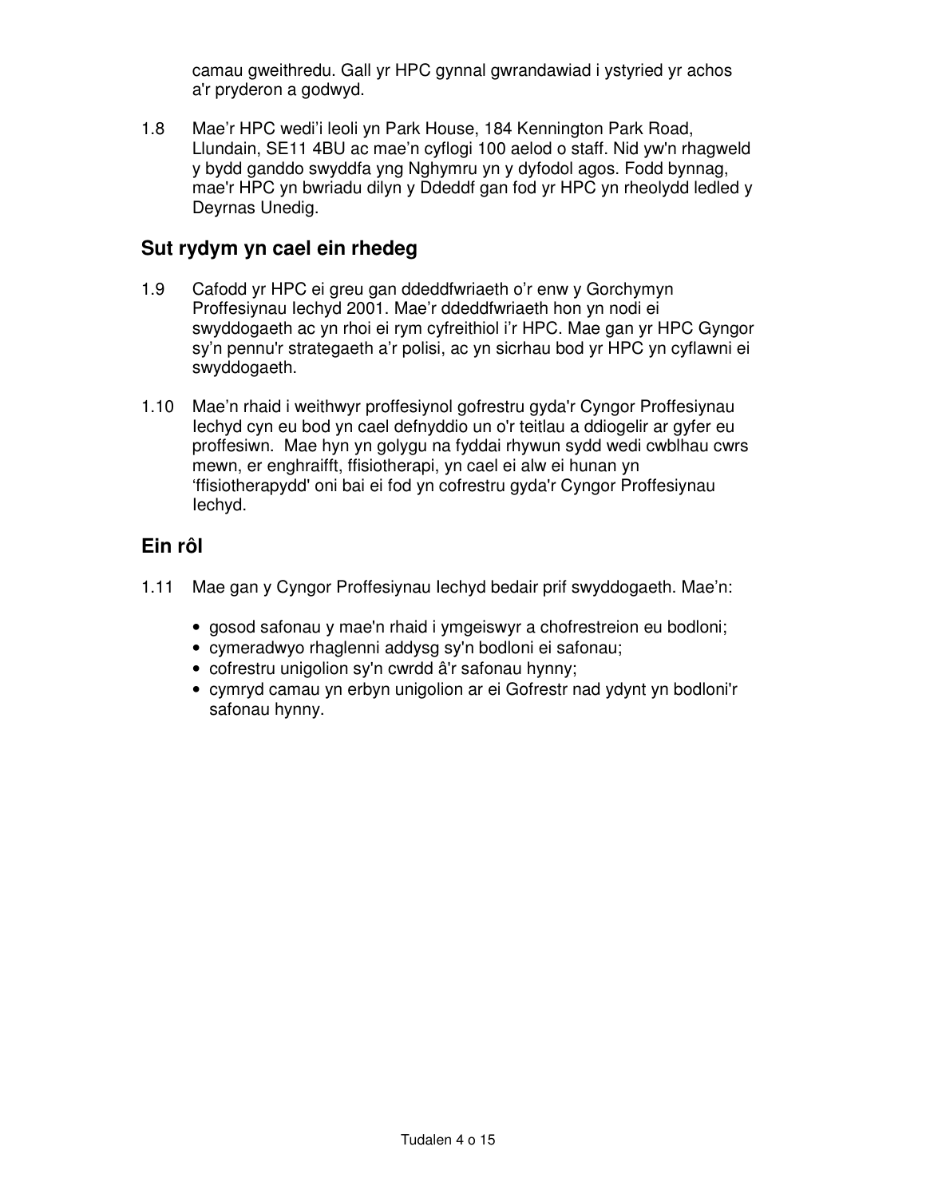camau gweithredu. Gall yr HPC gynnal gwrandawiad i ystyried yr achos a'r pryderon a godwyd.

1.8 Mae'r HPC wedi'i leoli yn Park House, 184 Kennington Park Road, Llundain, SE11 4BU ac mae'n cyflogi 100 aelod o staff. Nid yw'n rhagweld y bydd ganddo swyddfa yng Nghymru yn y dyfodol agos. Fodd bynnag, mae'r HPC yn bwriadu dilyn y Ddeddf gan fod yr HPC yn rheolydd ledled y Deyrnas Unedig.

## Sut rydym yn cael ein rhedeg

1.9 Cafodd yr HPC ei greu gan ddeddfwriaeth o'r enw y Gorchymyn Proffesiynau Iechyd 2001. Mae'r ddeddfwriaeth hon yn nodi ei swyddogaeth ac yn rhoi ei rym cyfreithiol i'r HPC. Mae gan yr HPC Gyngor sy'n pennu'r strategaeth a'r polisi, ac yn sicrhau bod yr HPC yn cyflawni ei swyddogaeth.

1.10 Mae'n rhaid i weithwyr proffesiynol gofrestru gyda'r Cyngor Proffesiynau Iechyd cyn eu bod yn cael defnyddio un o'r teitlau a ddiogelir ar gyfer eu proffesiwn. Mae hyn yn golygu na fyddai rhywun sydd wedi cwblhau cwrs mewn, er enghraifft, ffisiotherapi, yn cael ei alw ei hunan yn 'ffisiotherapydd' oni bai ei fod yn cofrestru gyda'r Cyngor Proffesiynau Iechyd.

## Ein rôl

1.11 Mae gan y Cyngor Proffesiynau Iechyd bedair prif swyddogaeth. Mae'n:

- gosod safonau y mae'n rhaid i ymgeiswyr a chofrestreion eu bodloni;
- cymeradwyo rhaglenni addysg sy'n bodloni ei safonau;
- cofrestru unigolion sy'n cwrdd â'r safonau hynny;
- cymryd camau yn erbyn unigolion ar ei Gofrestr nad ydynt yn bodloni'r safonau hynny.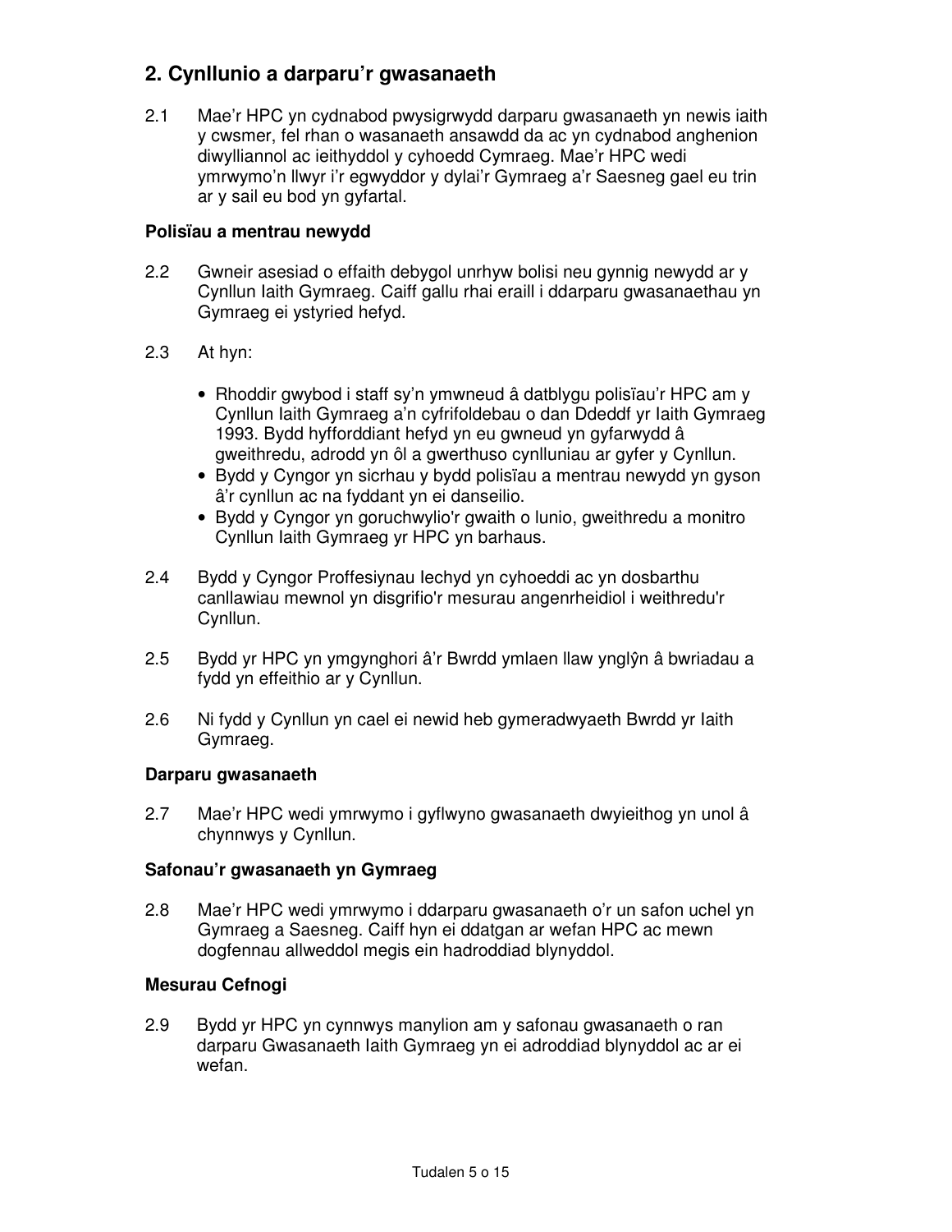## 2. Cynllunio a darparu'r gwasanaeth

2.1 Mae'r HPC yn cydnabod pwysigrwydd darparu gwasanaeth yn newis iaith y cwsmer, fel rhan o wasanaeth ansawdd da ac yn cydnabod anghenion diwylliannol ac ieithyddol y cyhoedd Cymraeg. Mae'r HPC wedi ymrwymo'n llwyr i'r egwyddor y dylai'r Gymraeg a'r Saesneg gael eu trin ar y sail eu bod yn gyfartal.

### Polisïau a mentrau newydd

2.2 Gwneir asesiad o effaith debygol unrhyw bolisi neu gynnig newydd ar y Cynllun Iaith Gymraeg. Caiff gallu rhai eraill i ddarparu gwasanaethau yn Gymraeg ei ystyried hefyd.

2.3 At hyn:

- Rhoddir gwybod i staff sy'n ymwneud â datblygu polisïau'r HPC am y Cynllun Iaith Gymraeg a'n cyfrifoldebau o dan Ddeddf yr Iaith Gymraeg 1993. Bydd hyfforddiant hefyd yn eu gwneud yn gyfarwydd â gweithredu, adrodd yn ôl a gwerthuso cynlluniau ar gyfer y Cynllun.
- Bydd y Cyngor yn sicrhau y bydd polisïau a mentrau newydd yn gyson â'r cynllun ac na fyddant yn ei danseilio.
- Bydd y Cyngor yn goruchwylio'r gwaith o lunio, gweithredu a monitro Cynllun Iaith Gymraeg yr HPC yn barhaus.

2.4 Bydd y Cyngor Proffesiynau Iechyd yn cyhoeddi ac yn dosbarthu canllawiau mewnol yn disgrifio'r mesurau angenrheidiol i weithredu'r Cynllun.

2.5 Bydd yr HPC yn ymgynghori â'r Bwrdd ymlaen llaw ynglŷn â bwriadau a fydd yn effeithio ar y Cynllun.

2.6 Ni fydd y Cynllun yn cael ei newid heb gymeradwyaeth Bwrdd yr Iaith Gymraeg.

### Darparu gwasanaeth

2.7 Mae'r HPC wedi ymrwymo i gyflwyno gwasanaeth dwyieithog yn unol â chynnwys y Cynllun.

### Safonau'r gwasanaeth yn Gymraeg

2.8 Mae'r HPC wedi ymrwymo i ddarparu gwasanaeth o'r un safon uchel yn Gymraeg a Saesneg. Caiff hyn ei ddatgan ar wefan HPC ac mewn dogfennau allweddol megis ein hadroddiad blynyddol.

### Mesurau Cefnogi

2.9 Bydd yr HPC yn cynnwys manylion am y safonau gwasanaeth o ran darparu Gwasanaeth Iaith Gymraeg yn ei adroddiad blynyddol ac ar ei wefan.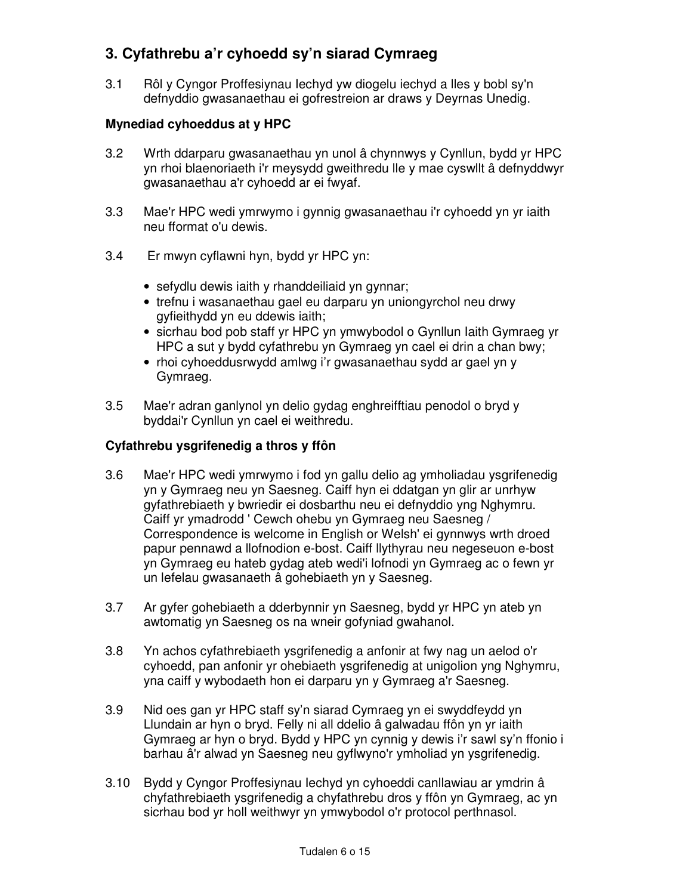## 3. Cyfathrebu a'r cyhoedd sy'n siarad Cymraeg

3.1 Rôl y Cyngor Proffesiynau Iechyd yw diogelu iechyd a lles y bobl sy'n defnyddio gwasanaethau ei gofrestreion ar draws y Deyrnas Unedig.

### Mynediad cyhoeddus at y HPC

3.2 Wrth ddarparu gwasanaethau yn unol â chynnwys y Cynllun, bydd yr HPC yn rhoi blaenoriaeth i'r meysydd gweithredu lle y mae cyswllt â defnyddwyr gwasanaethau a'r cyhoedd ar ei fwyaf.

3.3 Mae'r HPC wedi ymrwymo i gynnig gwasanaethau i'r cyhoedd yn yr iaith neu fformat o'u dewis.

3.4 Er mwyn cyflawni hyn, bydd yr HPC yn:

- sefydlu dewis iaith y rhanddeiliaid yn gynnar;
- trefnu i wasanaethau gael eu darparu yn uniongyrchol neu drwy gyfieithydd yn eu ddewis iaith;
- sicrhau bod pob staff yr HPC yn ymwybodol o Gynllun Iaith Gymraeg yr HPC a sut y bydd cyfathrebu yn Gymraeg yn cael ei drin a chan bwy;
- rhoi cyhoeddusrwydd amlwg i'r gwasanaethau sydd ar gael yn y Gymraeg.

3.5 Mae'r adran ganlynol yn delio gydag enghreifftiau penodol o bryd y byddai'r Cynllun yn cael ei weithredu.

### Cyfathrebu ysgrifenedig a thros y ffôn

3.6 Mae'r HPC wedi ymrwymo i fod yn gallu delio ag ymholiadau ysgrifenedig yn y Gymraeg neu yn Saesneg. Caiff hyn ei ddatgan yn glir ar unrhyw gyfathrebiaeth y bwriedir ei dosbarthu neu ei defnyddio yng Nghymru. Caiff yr ymadrodd ' Cewch ohebu yn Gymraeg neu Saesneg / Correspondence is welcome in English or Welsh' ei gynnwys wrth droed papur pennawd a llofnodion e-bost. Caiff llythyrau neu negeseuon e-bost yn Gymraeg eu hateb gydag ateb wedi'i lofnodi yn Gymraeg ac o fewn yr un lefelau gwasanaeth â gohebiaeth yn y Saesneg.

3.7 Ar gyfer gohebiaeth a dderbynnir yn Saesneg, bydd yr HPC yn ateb yn awtomatig yn Saesneg os na wneir gofyniad gwahanol.

3.8 Yn achos cyfathrebiaeth ysgrifenedig a anfonir at fwy nag un aelod o'r cyhoedd, pan anfonir yr ohebiaeth ysgrifenedig at unigolion yng Nghymru, yna caiff y wybodaeth hon ei darparu yn y Gymraeg a'r Saesneg.

3.9 Nid oes gan yr HPC staff sy'n siarad Cymraeg yn ei swyddfeydd yn Llundain ar hyn o bryd. Felly ni all ddelio â galwadau ffôn yn yr iaith Gymraeg ar hyn o bryd. Bydd y HPC yn cynnig y dewis i'r sawl sy'n ffonio i barhau â'r alwad yn Saesneg neu gyflwyno'r ymholiad yn ysgrifenedig.

3.10 Bydd y Cyngor Proffesiynau Iechyd yn cyhoeddi canllawiau ar ymdrin â chyfathrebiaeth ysgrifenedig a chyfathrebu dros y ffôn yn Gymraeg, ac yn sicrhau bod yr holl weithwyr yn ymwybodol o'r protocol perthnasol.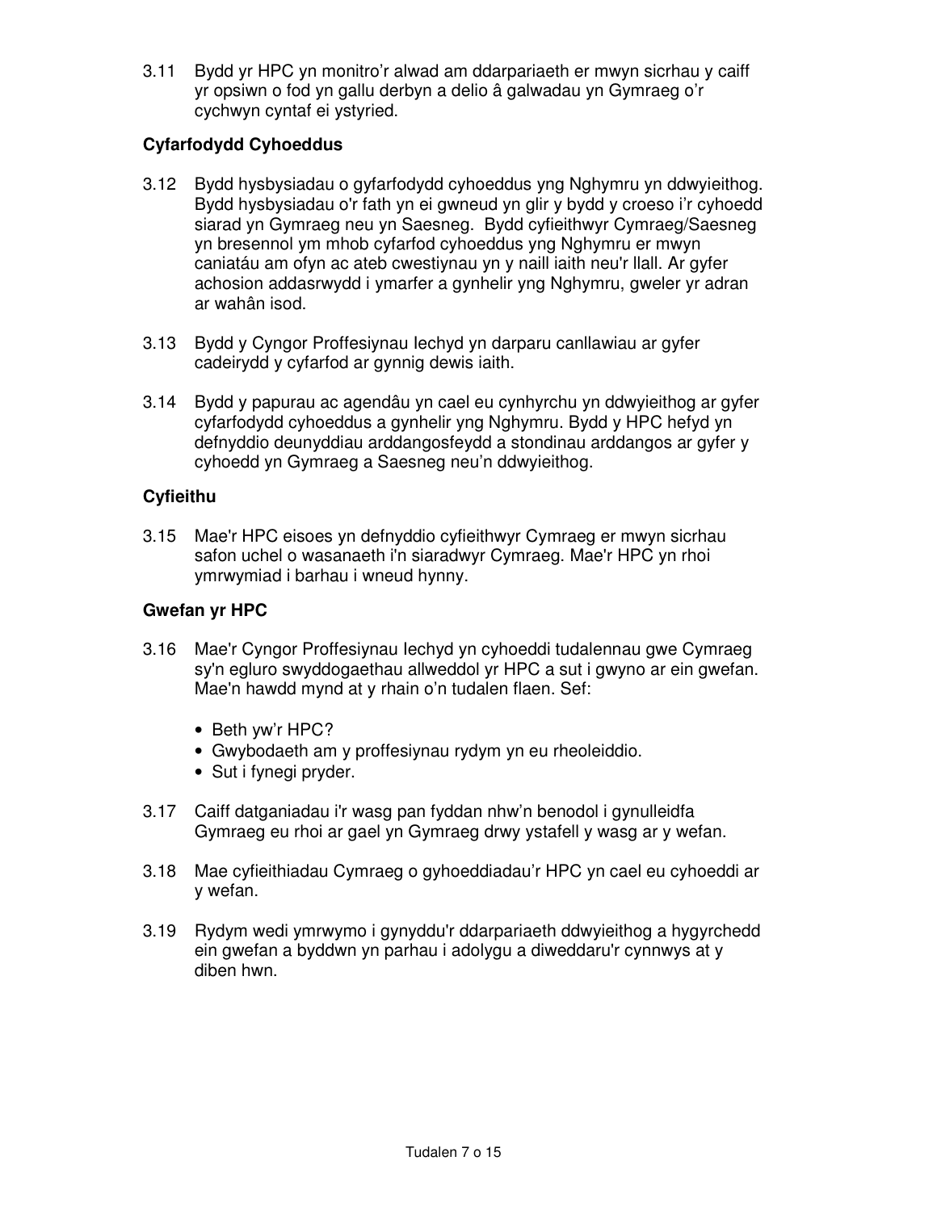3.11 Bydd yr HPC yn monitro'r alwad am ddarpariaeth er mwyn sicrhau y caiff yr opsiwn o fod yn gallu derbyn a delio â galwadau yn Gymraeg o'r cychwyn cyntaf ei ystyried.

**Cyfarfodydd Cyhoeddus**

3.12 Bydd hysbysiadau o gyfarfodydd cyhoeddus yng Nghymru yn ddwyieithog. Bydd hysbysiadau o'r fath yn ei gwneud yn glir y bydd y croeso i'r cyhoedd siarad yn Gymraeg neu yn Saesneg. Bydd cyfieithwyr Cymraeg/Saesneg yn bresennol ym mhob cyfarfod cyhoeddus yng Nghymru er mwyn caniatáu am ofyn ac ateb cwestiynau yn y naill iaith neu'r llall. Ar gyfer achosion addasrwydd i ymarfer a gynhelir yng Nghymru, gweler yr adran ar wahân isod.

3.13 Bydd y Cyngor Proffesiynau Iechyd yn darparu canllawiau ar gyfer cadeirydd y cyfarfod ar gynnig dewis iaith.

3.14 Bydd y papurau ac agendâu yn cael eu cynhyrchu yn ddwyieithog ar gyfer cyfarfodydd cyhoeddus a gynhelir yng Nghymru. Bydd y HPC hefyd yn defnyddio deunyddiau arddangosfeydd a stondinau arddangos ar gyfer y cyhoedd yn Gymraeg a Saesneg neu'n ddwyieithog.

**Cyfieithu**

3.15 Mae'r HPC eisoes yn defnyddio cyfieithwyr Cymraeg er mwyn sicrhau safon uchel o wasanaeth i'n siaradwyr Cymraeg. Mae'r HPC yn rhoi ymrwymiad i barhau i wneud hynny.

**Gwefan yr HPC**

3.16 Mae'r Cyngor Proffesiynau Iechyd yn cyhoeddi tudalennau gwe Cymraeg sy'n egluro swyddogaethau allweddol yr HPC a sut i gwyno ar ein gwefan. Mae'n hawdd mynd at y rhain o'n tudalen flaen. Sef:

- Beth yw'r HPC?
- Gwybodaeth am y proffesiynau rydym yn eu rheoleiddio.
- Sut i fynegi pryder.

3.17 Caiff datganiadau i'r wasg pan fyddan nhw'n benodol i gynulleidfa Gymraeg eu rhoi ar gael yn Gymraeg drwy ystafell y wasg ar y wefan.

3.18 Mae cyfieithiadau Cymraeg o gyhoeddiadau'r HPC yn cael eu cyhoeddi ar y wefan.

3.19 Rydym wedi ymrwymo i gynyddu'r ddarpariaeth ddwyieithog a hygyrchedd ein gwefan a byddwn yn parhau i adolygu a diweddaru'r cynnwys at y diben hwn.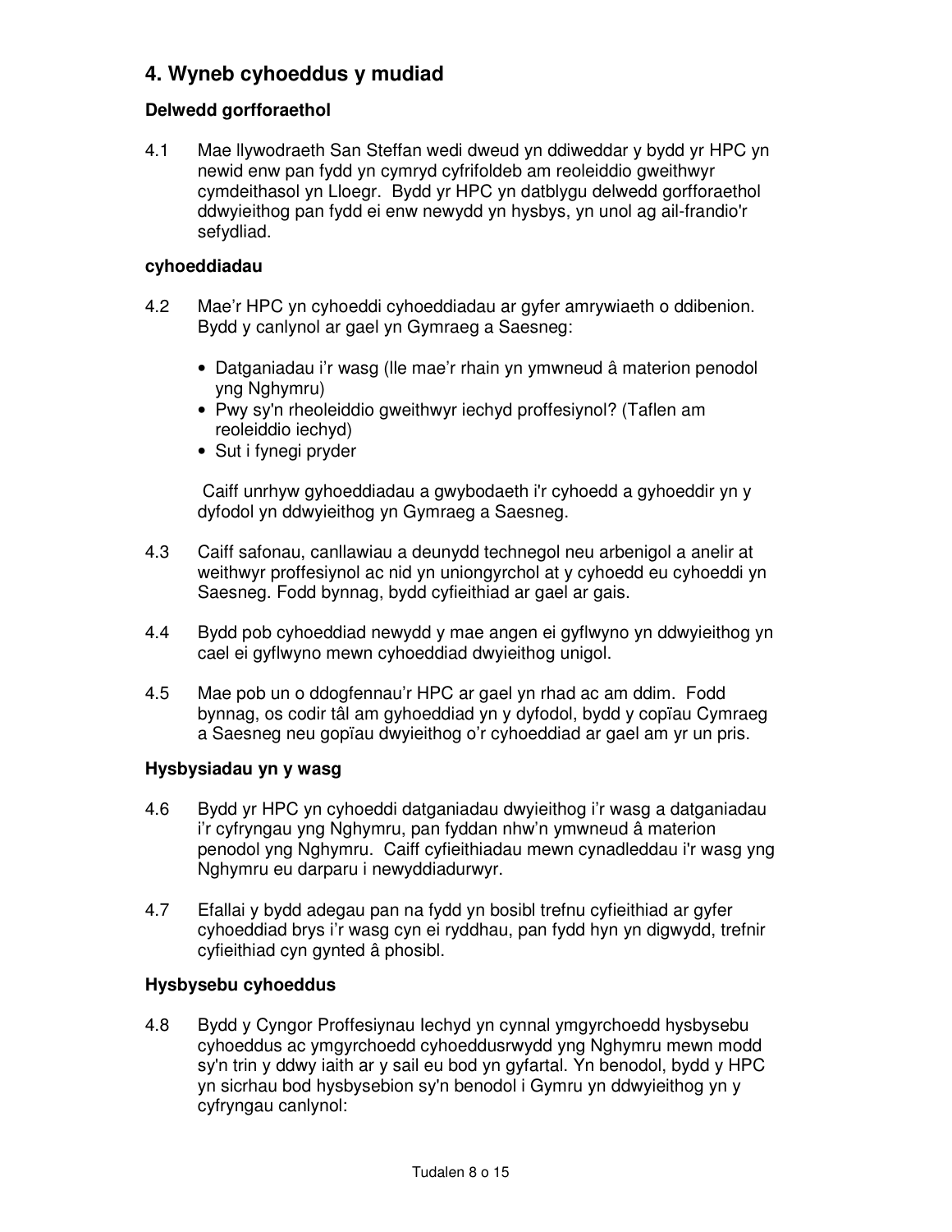## 4. Wyneb cyhoeddus y mudiad

### Delwedd gorfforaethol

4.1 Mae llywodraeth San Steffan wedi dweud yn ddiweddar y bydd yr HPC yn newid enw pan fydd yn cymryd cyfrifoldeb am reoleiddio gweithwyr cymdeithasol yn Lloegr. Bydd yr HPC yn datblygu delwedd gorfforaethol ddwyieithog pan fydd ei enw newydd yn hysbys, yn unol ag ail-frandio'r sefydliad.

### cyhoeddiadau

4.2 Mae'r HPC yn cyhoeddi cyhoeddiadau ar gyfer amrywiaeth o ddibenion. Bydd y canlynol ar gael yn Gymraeg a Saesneg:

- Datganiadau i'r wasg (lle mae'r rhain yn ymwneud â materion penodol yng Nghymru)
- Pwy sy'n rheoleiddio gweithwyr iechyd proffesiynol? (Taflen am reoleiddio iechyd)
- Sut i fynegi pryder

Caiff unrhyw gyhoeddiadau a gwybodaeth i'r cyhoedd a gyhoeddir yn y dyfodol yn ddwyieithog yn Gymraeg a Saesneg.

4.3 Caiff safonau, canllawiau a deunydd technegol neu arbenigol a anelir at weithwyr proffesiynol ac nid yn uniongyrchol at y cyhoedd eu cyhoeddi yn Saesneg. Fodd bynnag, bydd cyfieithiad ar gael ar gais.

4.4 Bydd pob cyhoeddiad newydd y mae angen ei gyflwyno yn ddwyieithog yn cael ei gyflwyno mewn cyhoeddiad dwyieithog unigol.

4.5 Mae pob un o ddogfennau'r HPC ar gael yn rhad ac am ddim. Fodd bynnag, os codir tâl am gyhoeddiad yn y dyfodol, bydd y copïau Cymraeg a Saesneg neu gopïau dwyieithog o'r cyhoeddiad ar gael am yr un pris.

### Hysbysiadau yn y wasg

4.6 Bydd yr HPC yn cyhoeddi datganiadau dwyieithog i'r wasg a datganiadau i'r cyfryngau yng Nghymru, pan fyddan nhw'n ymwneud â materion penodol yng Nghymru. Caiff cyfieithiadau mewn cynadleddau i'r wasg yng Nghymru eu darparu i newyddiadurwyr.

4.7 Efallai y bydd adegau pan na fydd yn bosibl trefnu cyfieithiad ar gyfer cyhoeddiad brys i'r wasg cyn ei ryddhau, pan fydd hyn yn digwydd, trefnir cyfieithiad cyn gynted â phosibl.

### Hysbysebu cyhoeddus

4.8 Bydd y Cyngor Proffesiynau Iechyd yn cynnal ymgyrchoedd hysbysebu cyhoeddus ac ymgyrchoedd cyhoeddusrwydd yng Nghymru mewn modd sy'n trin y ddwy iaith ar y sail eu bod yn gyfartal. Yn benodol, bydd y HPC yn sicrhau bod hysbysebion sy'n benodol i Gymru yn ddwyieithog yn y cyfryngau canlynol: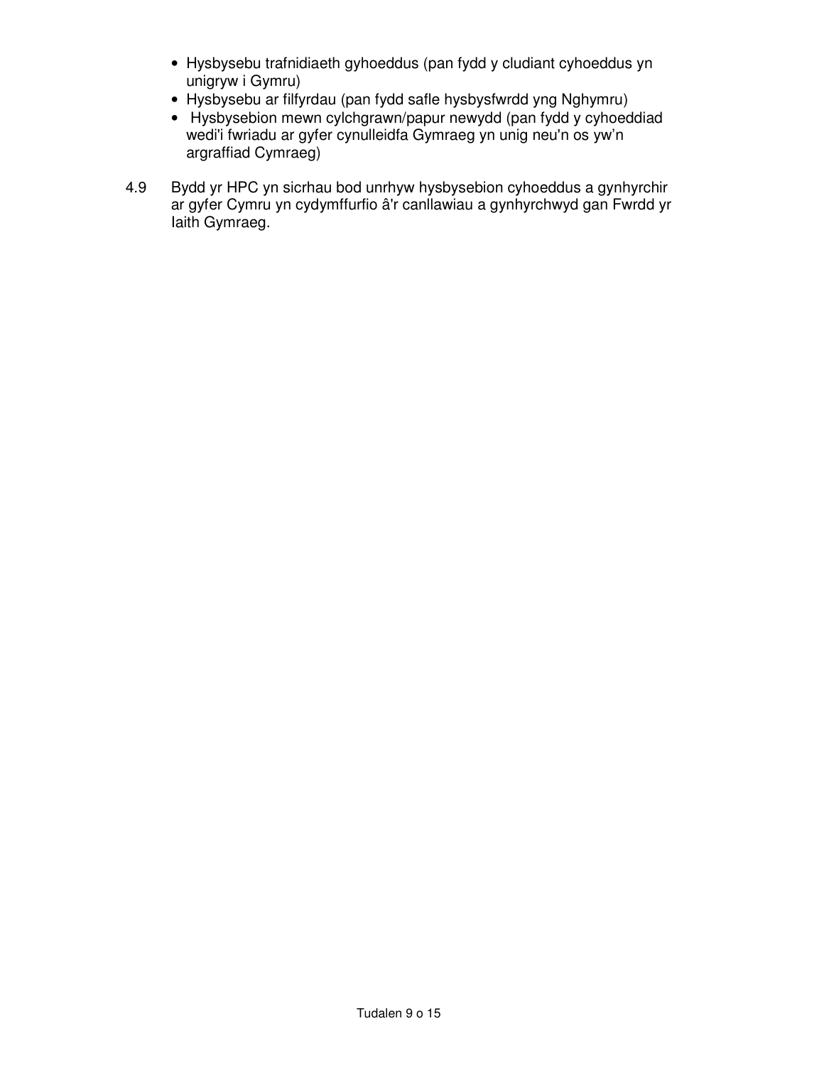- Hysbysebu trafnidiaeth gyhoeddus (pan fydd y cludiant cyhoeddus yn unigryw i Gymru)
- Hysbysebu ar filfyrdau (pan fydd safle hysbysfwrdd yng Nghymru)
- Hysbysebion mewn cylchgrawn/papur newydd (pan fydd y cyhoeddiad wedi'i fwriadu ar gyfer cynulleidfa Gymraeg yn unig neu'n os yw'n argraffiad Cymraeg)

4.9 Bydd yr HPC yn sicrhau bod unrhyw hysbysebion cyhoeddus a gynhyrchir ar gyfer Cymru yn cydymffurfio â'r canllawiau a gynhyrchwyd gan Fwrdd yr Iaith Gymraeg.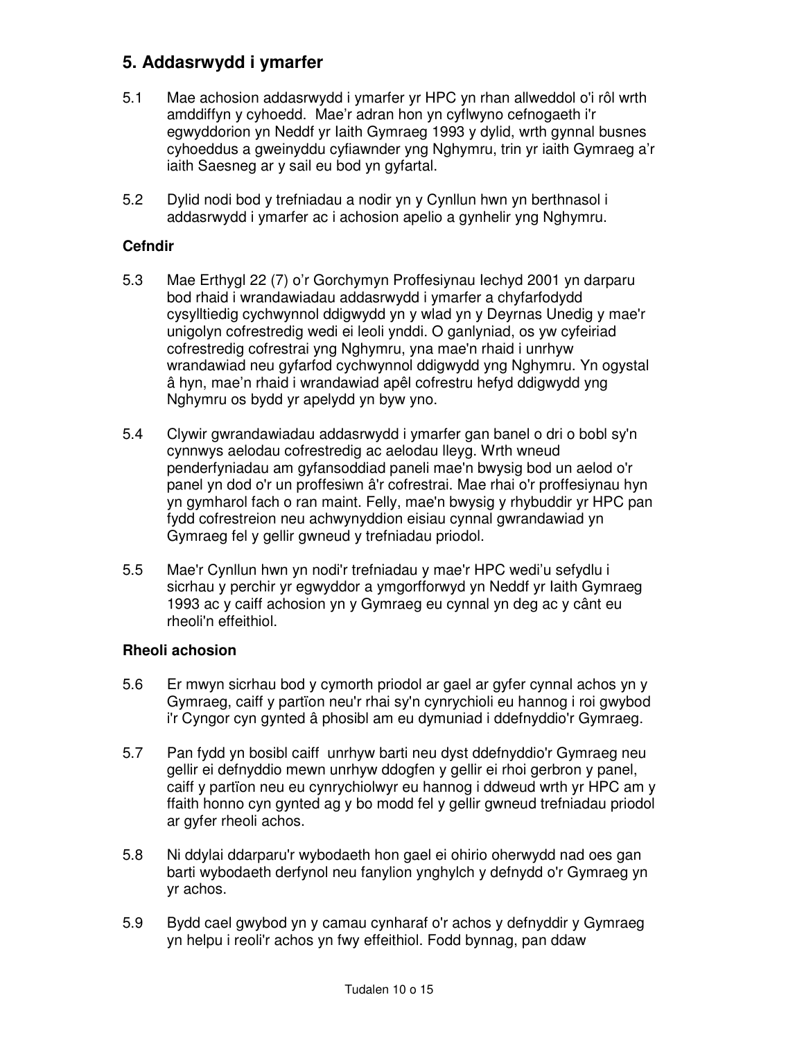## 5. Addasrwydd i ymarfer

5.1 Mae achosion addasrwydd i ymarfer yr HPC yn rhan allweddol o'i rôl wrth amddiffyn y cyhoedd. Mae'r adran hon yn cyflwyno cefnogaeth i'r egwyddorion yn Neddf yr Iaith Gymraeg 1993 y dylid, wrth gynnal busnes cyhoeddus a gweinyddu cyfiawnder yng Nghymru, trin yr iaith Gymraeg a'r iaith Saesneg ar y sail eu bod yn gyfartal.

5.2 Dylid nodi bod y trefniadau a nodir yn y Cynllun hwn yn berthnasol i addasrwydd i ymarfer ac i achosion apelio a gynhelir yng Nghymru.

### Cefndir

5.3 Mae Erthygl 22 (7) o'r Gorchymyn Proffesiynau Iechyd 2001 yn darparu bod rhaid i wrandawiadau addasrwydd i ymarfer a chyfarfodydd cysylltiedig cychwynnol ddigwydd yn y wlad yn y Deyrnas Unedig y mae'r unigolyn cofrestredig wedi ei leoli ynddi. O ganlyniad, os yw cyfeiriad cofrestredig cofrestrai yng Nghymru, yna mae'n rhaid i unrhyw wrandawiad neu gyfarfod cychwynnol ddigwydd yng Nghymru. Yn ogystal â hyn, mae'n rhaid i wrandawiad apêl cofrestru hefyd ddigwydd yng Nghymru os bydd yr apelydd yn byw yno.

5.4 Clywir gwrandawiadau addasrwydd i ymarfer gan banel o dri o bobl sy'n cynnwys aelodau cofrestredig ac aelodau lleyg. Wrth wneud penderfyniadau am gyfansoddiad paneli mae'n bwysig bod un aelod o'r panel yn dod o'r un proffesiwn â'r cofrestrai. Mae rhai o'r proffesiynau hyn yn gymharol fach o ran maint. Felly, mae'n bwysig y rhybuddir yr HPC pan fydd cofrestreion neu achwynyddion eisiau cynnal gwrandawiad yn Gymraeg fel y gellir gwneud y trefniadau priodol.

5.5 Mae'r Cynllun hwn yn nodi'r trefniadau y mae'r HPC wedi'u sefydlu i sicrhau y perchir yr egwyddor a ymgorfforwyd yn Neddf yr Iaith Gymraeg 1993 ac y caiff achosion yn y Gymraeg eu cynnal yn deg ac y cânt eu rheoli'n effeithiol.

### Rheoli achosion

5.6 Er mwyn sicrhau bod y cymorth priodol ar gael ar gyfer cynnal achos yn y Gymraeg, caiff y partïon neu'r rhai sy'n cynrychioli eu hannog i roi gwybod i'r Cyngor cyn gynted â phosibl am eu dymuniad i ddefnyddio'r Gymraeg.

5.7 Pan fydd yn bosibl caiff unrhyw barti neu dyst ddefnyddio'r Gymraeg neu gellir ei defnyddio mewn unrhyw ddogfen y gellir ei rhoi gerbron y panel, caiff y partïon neu eu cynrychiolwyr eu hannog i ddweud wrth yr HPC am y ffaith honno cyn gynted ag y bo modd fel y gellir gwneud trefniadau priodol ar gyfer rheoli achos.

5.8 Ni ddylai ddarparu'r wybodaeth hon gael ei ohirio oherwydd nad oes gan barti wybodaeth derfynol neu fanylion ynghylch y defnydd o'r Gymraeg yn yr achos.

5.9 Bydd cael gwybod yn y camau cynharaf o'r achos y defnyddir y Gymraeg yn helpu i reoli'r achos yn fwy effeithiol. Fodd bynnag, pan ddaw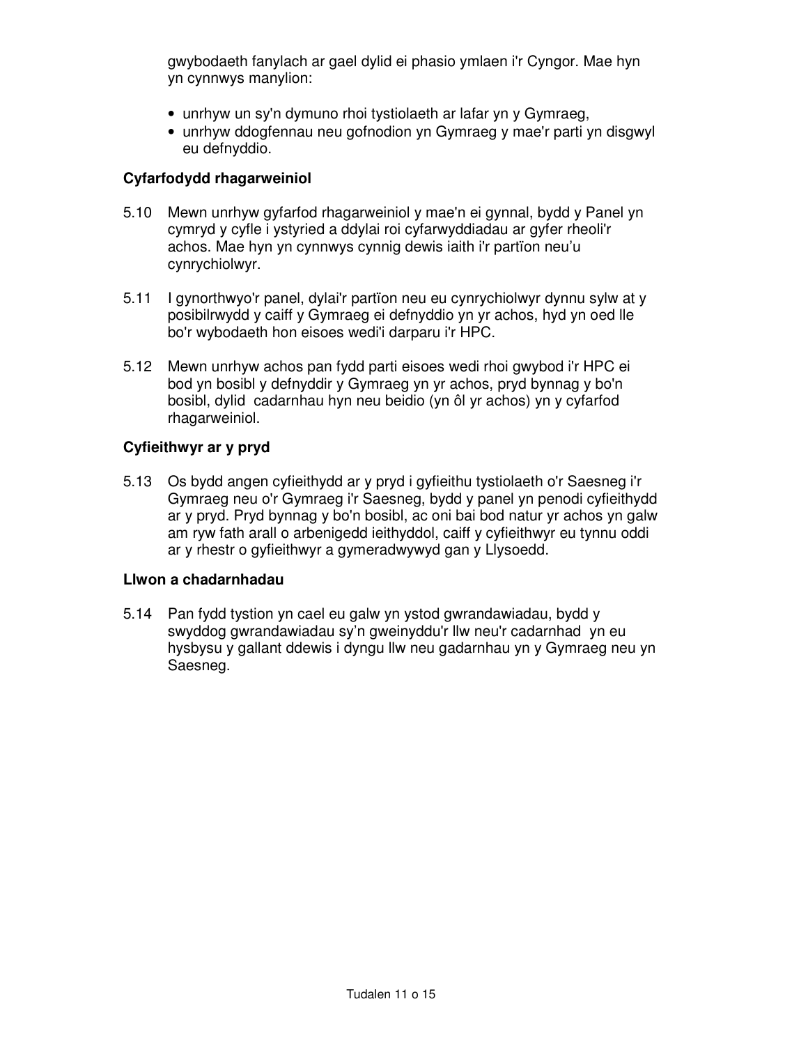gwybodaeth fanylach ar gael dylid ei phasio ymlaen i'r Cyngor. Mae hyn yn cynnwys manylion:

- unrhyw un sy'n dymuno rhoi tystiolaeth ar lafar yn y Gymraeg,
- unrhyw ddogfennau neu gofnodion yn Gymraeg y mae'r parti yn disgwyl eu defnyddio.

**Cyfarfodydd rhagarweiniol**

5.10 Mewn unrhyw gyfarfod rhagarweiniol y mae'n ei gynnal, bydd y Panel yn cymryd y cyfle i ystyried a ddylai roi cyfarwyddiadau ar gyfer rheoli'r achos. Mae hyn yn cynnwys cynnig dewis iaith i'r partïon neu'u cynrychiolwyr.

5.11 I gynorthwyo'r panel, dylai'r partïon neu eu cynrychiolwyr dynnu sylw at y posibilrwydd y caiff y Gymraeg ei defnyddio yn yr achos, hyd yn oed lle bo'r wybodaeth hon eisoes wedi'i darparu i'r HPC.

5.12 Mewn unrhyw achos pan fydd parti eisoes wedi rhoi gwybod i'r HPC ei bod yn bosibl y defnyddir y Gymraeg yn yr achos, pryd bynnag y bo'n bosibl, dylid cadarnhau hyn neu beidio (yn ôl yr achos) yn y cyfarfod rhagarweiniol.

**Cyfieithwyr ar y pryd**

5.13 Os bydd angen cyfieithydd ar y pryd i gyfieithu tystiolaeth o'r Saesneg i'r Gymraeg neu o'r Gymraeg i'r Saesneg, bydd y panel yn penodi cyfieithydd ar y pryd. Pryd bynnag y bo'n bosibl, ac oni bai bod natur yr achos yn galw am ryw fath arall o arbenigedd ieithyddol, caiff y cyfieithwyr eu tynnu oddi ar y rhestr o gyfieithwyr a gymeradwywyd gan y Llysoedd.

**Llwon a chadarnhadau**

5.14 Pan fydd tystion yn cael eu galw yn ystod gwrandawiadau, bydd y swyddog gwrandawiadau sy'n gweinyddu'r llw neu'r cadarnhad yn eu hysbysu y gallant ddewis i dyngu llw neu gadarnhau yn y Gymraeg neu yn Saesneg.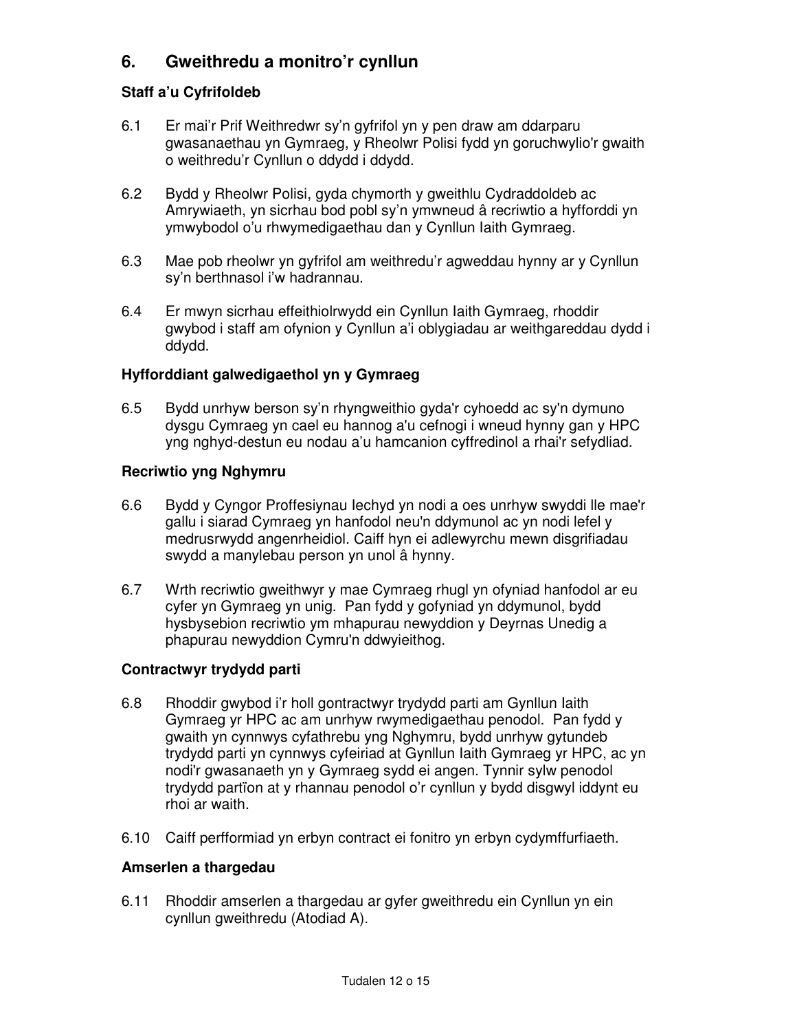## 6. Gweithredu a monitro'r cynllun

### Staff a'u Cyfrifoldeb

6.1 Er mai'r Prif Weithredwr sy'n gyfrifol yn y pen draw am ddarparu gwasanaethau yn Gymraeg, y Rheolwr Polisi fydd yn goruchwylio'r gwaith o weithredu'r Cynllun o ddydd i ddydd.

6.2 Bydd y Rheolwr Polisi, gyda chymorth y gweithlu Cydraddoldeb ac Amrywiaeth, yn sicrhau bod pobl sy'n ymwneud â recriwtio a hyfforddi yn ymwybodol o'u rhwymedigaethau dan y Cynllun Iaith Gymraeg.

6.3 Mae pob rheolwr yn gyfrifol am weithredu'r agweddau hynny ar y Cynllun sy'n berthnasol i'w hadrannau.

6.4 Er mwyn sicrhau effeithiolrwydd ein Cynllun Iaith Gymraeg, rhoddir gwybod i staff am ofynion y Cynllun a'i oblygiadau ar weithgareddau dydd i ddydd.

### Hyfforddiant galwedigaethol yn y Gymraeg

6.5 Bydd unrhyw berson sy'n rhyngweithio gyda'r cyhoedd ac sy'n dymuno dysgu Cymraeg yn cael eu hannog a'u cefnogi i wneud hynny gan y HPC yng nghyd-destun eu nodau a'u hamcanion cyffredinol a rhai'r sefydliad.

### Recriwtio yng Nghymru

6.6 Bydd y Cyngor Proffesiynau Iechyd yn nodi a oes unrhyw swyddi lle mae'r gallu i siarad Cymraeg yn hanfodol neu'n ddymunol ac yn nodi lefel y medrusrwydd angenrheidiol. Caiff hyn ei adlewyrchu mewn disgrifiadau swydd a manylebau person yn unol â hynny.

6.7 Wrth recriwtio gweithwyr y mae Cymraeg rhugl yn ofyniad hanfodol ar eu cyfer yn Gymraeg yn unig. Pan fydd y gofyniad yn ddymunol, bydd hysbysebion recriwtio ym mhapurau newyddion y Deyrnas Unedig a phapurau newyddion Cymru'n ddwyieithog.

### Contractwyr trydydd parti

6.8 Rhoddir gwybod i'r holl gontractwyr trydydd parti am Gynllun Iaith Gymraeg yr HPC ac am unrhyw rwymedigaethau penodol. Pan fydd y gwaith yn cynnwys cyfathrebu yng Nghymru, bydd unrhyw gytundeb trydydd parti yn cynnwys cyfeiriad at Gynllun Iaith Gymraeg yr HPC, ac yn nodi'r gwasanaeth yn y Gymraeg sydd ei angen. Tynnir sylw penodol trydydd partïon at y rhannau penodol o'r cynllun y bydd disgwyl iddynt eu rhoi ar waith.

6.10 Caiff perfformiad yn erbyn contract ei fonitro yn erbyn cydymffurfiaeth.

### Amserlen a thargedau

6.11 Rhoddir amserlen a thargedau ar gyfer gweithredu ein Cynllun yn ein cynllun gweithredu (Atodiad A).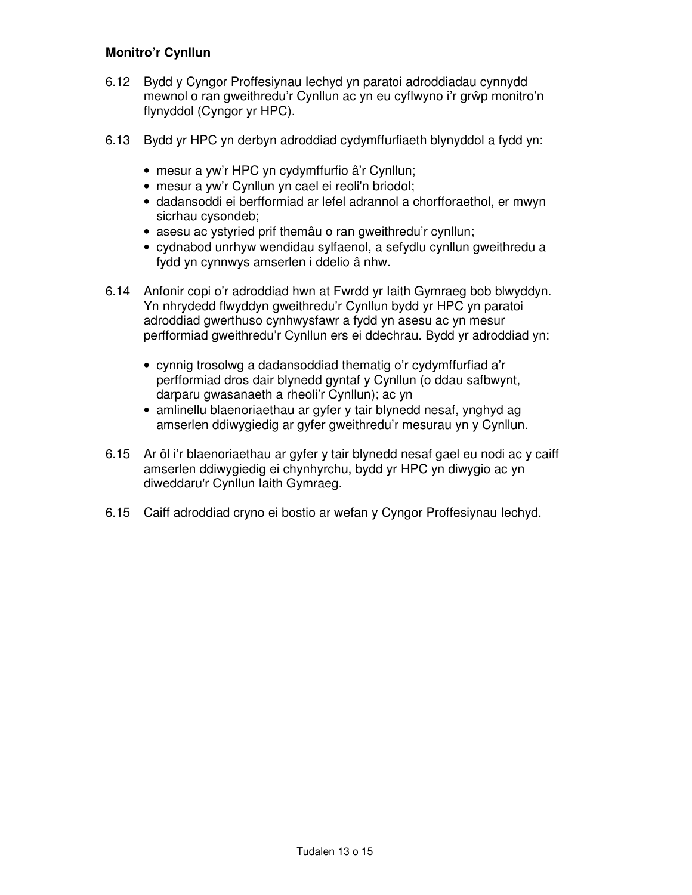**Monitro'r Cynllun**

6.12 Bydd y Cyngor Proffesiynau Iechyd yn paratoi adroddiadau cynnydd mewnol o ran gweithredu'r Cynllun ac yn eu cyflwyno i'r grŵp monitro'n flynyddol (Cyngor yr HPC).

6.13 Bydd yr HPC yn derbyn adroddiad cydymffurfiaeth blynyddol a fydd yn:

- mesur a yw'r HPC yn cydymffurfio â'r Cynllun;
- mesur a yw'r Cynllun yn cael ei reoli'n briodol;
- dadansoddi ei berfformiad ar lefel adrannol a chorfforaethol, er mwyn sicrhau cysondeb;
- asesu ac ystyried prif themâu o ran gweithredu'r cynllun;
- cydnabod unrhyw wendidau sylfaenol, a sefydlu cynllun gweithredu a fydd yn cynnwys amserlen i ddelio â nhw.

6.14 Anfonir copi o'r adroddiad hwn at Fwrdd yr Iaith Gymraeg bob blwyddyn. Yn nhrydedd flwyddyn gweithredu'r Cynllun bydd yr HPC yn paratoi adroddiad gwerthuso cynhwysfawr a fydd yn asesu ac yn mesur perfformiad gweithredu'r Cynllun ers ei ddechrau. Bydd yr adroddiad yn:

- cynnig trosolwg a dadansoddiad thematig o'r cydymffurfiad a'r perfformiad dros dair blynedd gyntaf y Cynllun (o ddau safbwynt, darparu gwasanaeth a rheoli'r Cynllun); ac yn
- amlinellu blaenoriaethau ar gyfer y tair blynedd nesaf, ynghyd ag amserlen ddiwygiedig ar gyfer gweithredu'r mesurau yn y Cynllun.

6.15 Ar ôl i'r blaenoriaethau ar gyfer y tair blynedd nesaf gael eu nodi ac y caiff amserlen ddiwygiedig ei chynhyrchu, bydd yr HPC yn diwygio ac yn diweddaru'r Cynllun Iaith Gymraeg.

6.15 Caiff adroddiad cryno ei bostio ar wefan y Cyngor Proffesiynau Iechyd.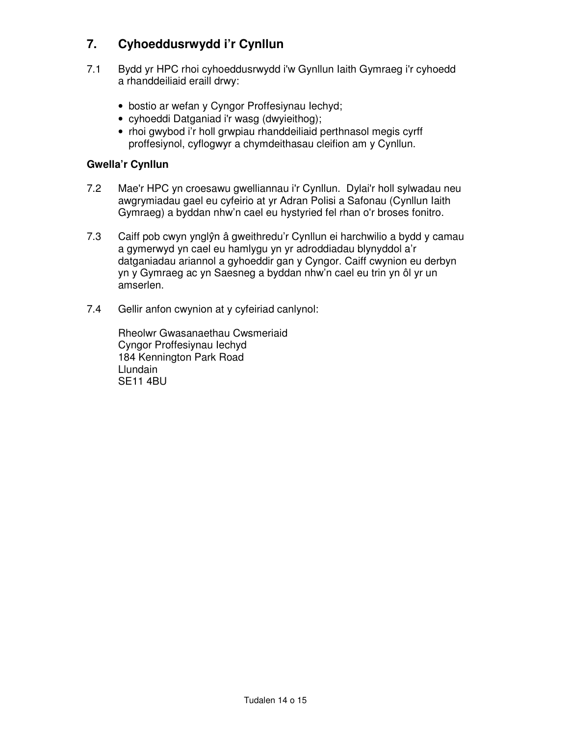## 7. Cyhoeddusrwydd i'r Cynllun

7.1 Bydd yr HPC rhoi cyhoeddusrwydd i'w Gynllun Iaith Gymraeg i'r cyhoedd a rhanddeiliaid eraill drwy:

- bostio ar wefan y Cyngor Proffesiynau Iechyd;
- cyhoeddi Datganiad i'r wasg (dwyieithog);
- rhoi gwybod i'r holl grwpiau rhanddeiliaid perthnasol megis cyrff proffesiynol, cyflogwyr a chymdeithasau cleifion am y Cynllun.

**Gwella'r Cynllun**

7.2 Mae'r HPC yn croesawu gwelliannau i'r Cynllun. Dylai'r holl sylwadau neu awgrymiadau gael eu cyfeirio at yr Adran Polisi a Safonau (Cynllun Iaith Gymraeg) a byddan nhw'n cael eu hystyried fel rhan o'r broses fonitro.

7.3 Caiff pob cwyn ynglŷn â gweithredu'r Cynllun ei harchwilio a bydd y camau a gymerwyd yn cael eu hamlygu yn yr adroddiadau blynyddol a'r datganiadau ariannol a gyhoeddir gan y Cyngor. Caiff cwynion eu derbyn yn y Gymraeg ac yn Saesneg a byddan nhw'n cael eu trin yn ôl yr un amserlen.

7.4 Gellir anfon cwynion at y cyfeiriad canlynol:

Rheolwr Gwasanaethau Cwsmeriaid
Cyngor Proffesiynau Iechyd
184 Kennington Park Road
Llundain
SE11 4BU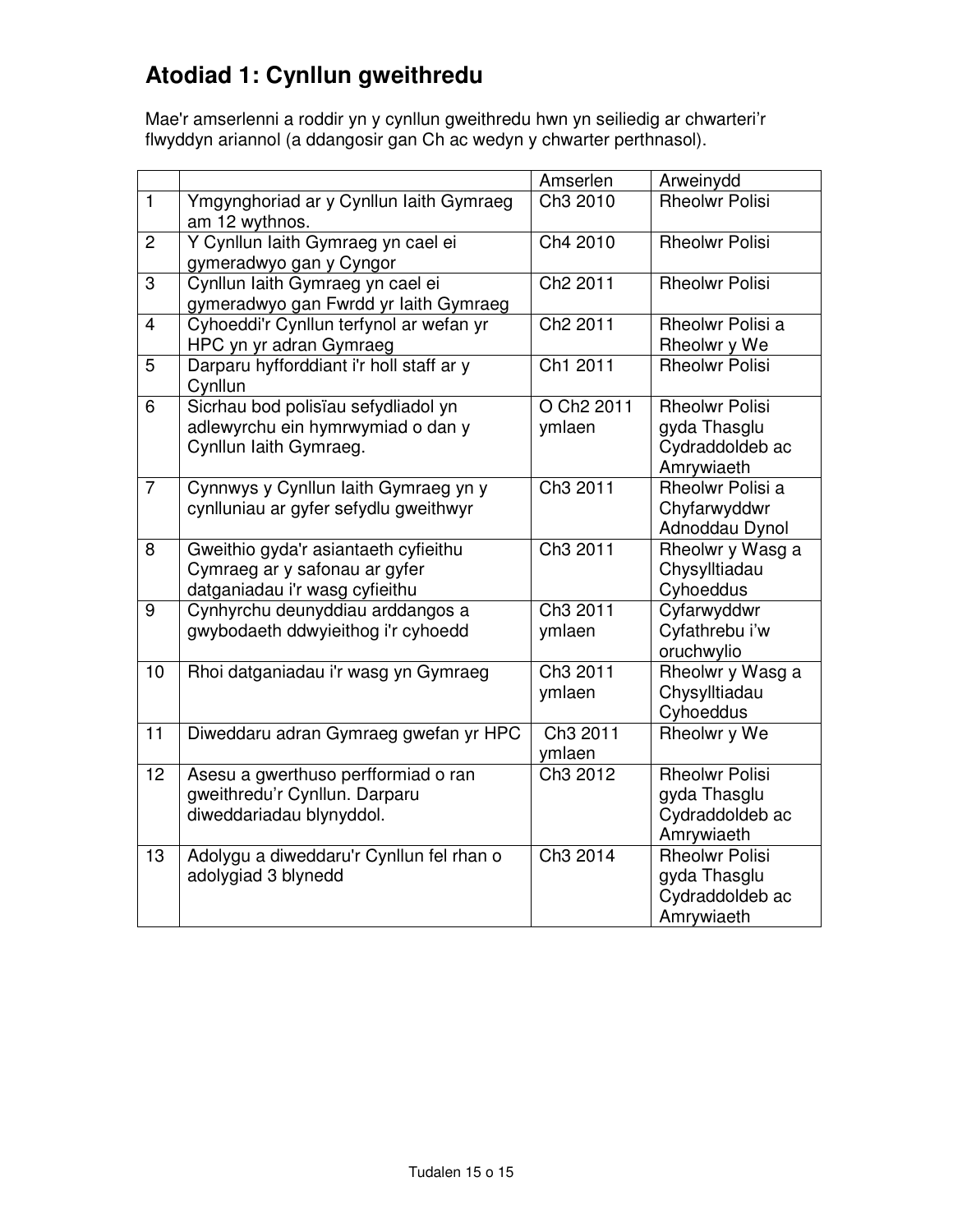# Atodiad 1: Cynllun gweithredu

Mae'r amserlenni a roddir yn y cynllun gweithredu hwn yn seiliedig ar chwarteri'r flwyddyn ariannol (a ddangosir gan Ch ac wedyn y chwarter perthnasol).

| | | Amserlen | Arweinydd |
|---|---|---|---|
| 1 | Ymgynghoriad ar y Cynllun Iaith Gymraeg am 12 wythnos. | Ch3 2010 | Rheolwr Polisi |
| 2 | Y Cynllun Iaith Gymraeg yn cael ei gymeradwyo gan y Cyngor | Ch4 2010 | Rheolwr Polisi |
| 3 | Cynllun Iaith Gymraeg yn cael ei gymeradwyo gan Fwrdd yr Iaith Gymraeg | Ch2 2011 | Rheolwr Polisi |
| 4 | Cyhoeddi'r Cynllun terfynol ar wefan yr HPC yn yr adran Gymraeg | Ch2 2011 | Rheolwr Polisi a Rheolwr y We |
| 5 | Darparu hyfforddiant i'r holl staff ar y Cynllun | Ch1 2011 | Rheolwr Polisi |
| 6 | Sicrhau bod polisïau sefydliadol yn adlewyrchu ein hymrwymiad o dan y Cynllun Iaith Gymraeg. | O Ch2 2011 ymlaen | Rheolwr Polisi gyda Thasglu Cydraddoldeb ac Amrywiaeth |
| 7 | Cynnwys y Cynllun Iaith Gymraeg yn y cynlluniau ar gyfer sefydlu gweithwyr | Ch3 2011 | Rheolwr Polisi a Chyfarwyddwr Adnoddau Dynol |
| 8 | Gweithio gyda'r asiantaeth cyfieithu Cymraeg ar y safonau ar gyfer datganiadau i'r wasg cyfieithu | Ch3 2011 | Rheolwr y Wasg a Chysylltiadau Cyhoeddus |
| 9 | Cynhyrchu deunyddiau arddangos a gwybodaeth ddwyieithog i'r cyhoedd | Ch3 2011 ymlaen | Cyfarwyddwr Cyfathrebu i'w oruchwylio |
| 10 | Rhoi datganiadau i'r wasg yn Gymraeg | Ch3 2011 ymlaen | Rheolwr y Wasg a Chysylltiadau Cyhoeddus |
| 11 | Diweddaru adran Gymraeg gwefan yr HPC | Ch3 2011 ymlaen | Rheolwr y We |
| 12 | Asesu a gwerthuso perfformiad o ran gweithredu'r Cynllun. Darparu diweddariadau blynyddol. | Ch3 2012 | Rheolwr Polisi gyda Thasglu Cydraddoldeb ac Amrywiaeth |
| 13 | Adolygu a diweddaru'r Cynllun fel rhan o adolygiad 3 blynedd | Ch3 2014 | Rheolwr Polisi gyda Thasglu Cydraddoldeb ac Amrywiaeth |